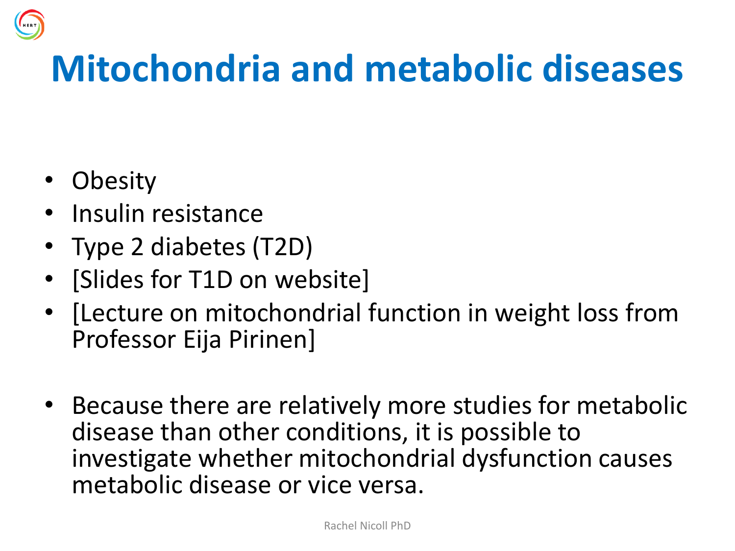# Mitochondria and metabolic diseases

- Obesity
- Insulin resistance
- Type 2 diabetes (T2D)
- [Slides for T1D on website]
- [Lecture on mitochondrial function in weight loss from Professor Eija Pirinen]

- Because there are relatively more studies for metabolic disease than other conditions, it is possible to investigate whether mitochondrial dysfunction causes metabolic disease or vice versa.

Rachel Nicoll PhD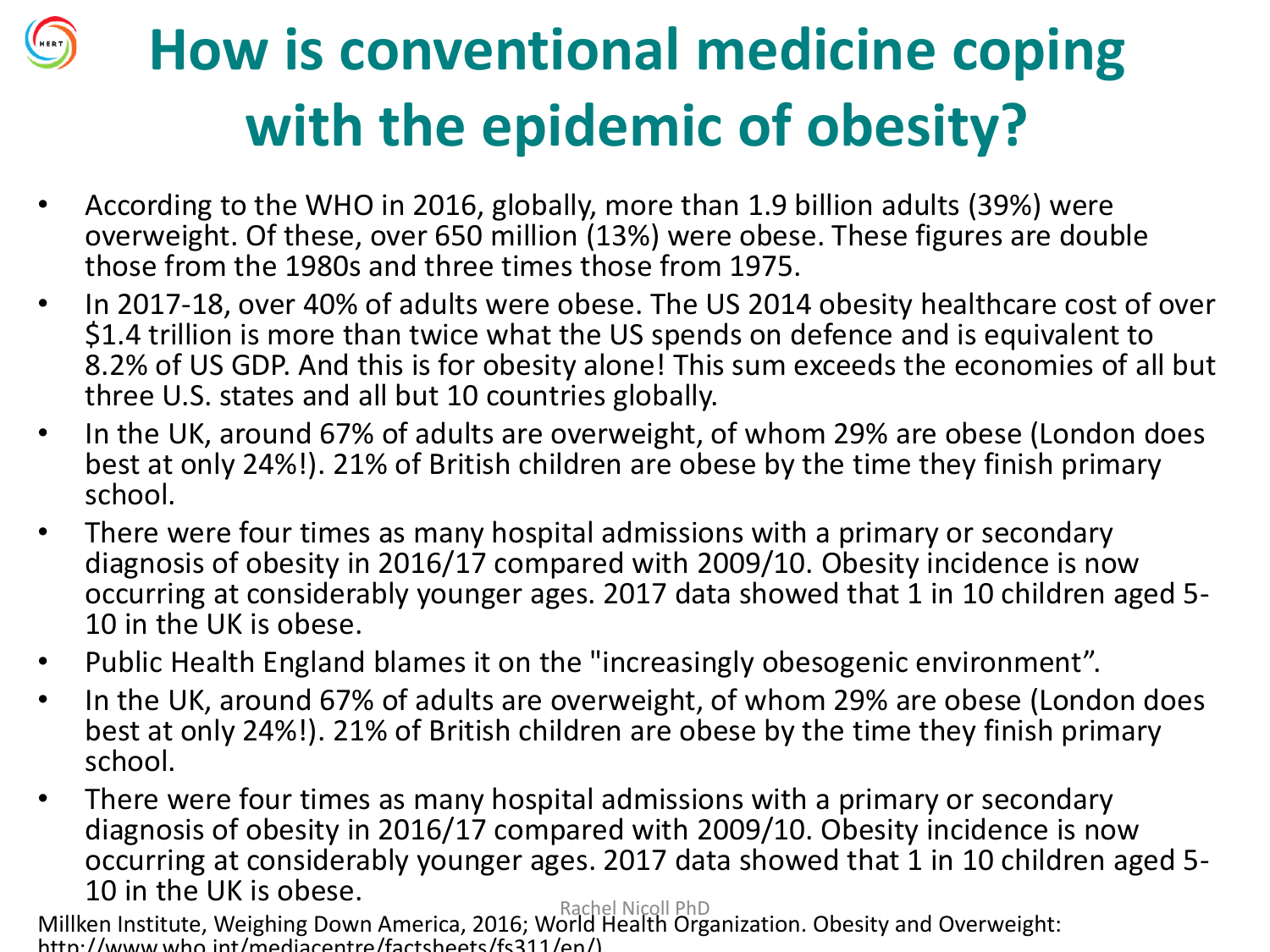# How is conventional medicine coping with the epidemic of obesity?

- According to the WHO in 2016, globally, more than 1.9 billion adults (39%) were overweight. Of these, over 650 million (13%) were obese. These figures are double those from the 1980s and three times those from 1975.
- In 2017-18, over 40% of adults were obese. The US 2014 obesity healthcare cost of over $1.4 trillion is more than twice what the US spends on defence and is equivalent to 8.2% of US GDP. And this is for obesity alone! This sum exceeds the economies of all but three U.S. states and all but 10 countries globally.
- In the UK, around 67% of adults are overweight, of whom 29% are obese (London does best at only 24%!). 21% of British children are obese by the time they finish primary school.
- There were four times as many hospital admissions with a primary or secondary diagnosis of obesity in 2016/17 compared with 2009/10. Obesity incidence is now occurring at considerably younger ages. 2017 data showed that 1 in 10 children aged 5-10 in the UK is obese.
- Public Health England blames it on the "increasingly obesogenic environment".
- In the UK, around 67% of adults are overweight, of whom 29% are obese (London does best at only 24%!). 21% of British children are obese by the time they finish primary school.
- There were four times as many hospital admissions with a primary or secondary diagnosis of obesity in 2016/17 compared with 2009/10. Obesity incidence is now occurring at considerably younger ages. 2017 data showed that 1 in 10 children aged 5-10 in the UK is obese.

Rachel Nicoll PhD

Millken Institute, Weighing Down America, 2016; World Health Organization. Obesity and Overweight: http://www.who.int/mediacentre/factsheets/fs311/en/)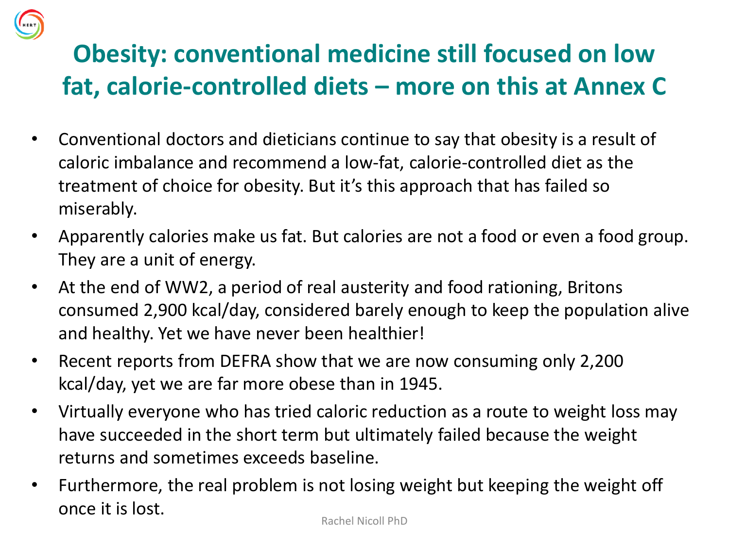# Obesity: conventional medicine still focused on low fat, calorie-controlled diets – more on this at Annex C

- Conventional doctors and dieticians continue to say that obesity is a result of caloric imbalance and recommend a low-fat, calorie-controlled diet as the treatment of choice for obesity. But it's this approach that has failed so miserably.
- Apparently calories make us fat. But calories are not a food or even a food group. They are a unit of energy.
- At the end of WW2, a period of real austerity and food rationing, Britons consumed 2,900 kcal/day, considered barely enough to keep the population alive and healthy. Yet we have never been healthier!
- Recent reports from DEFRA show that we are now consuming only 2,200 kcal/day, yet we are far more obese than in 1945.
- Virtually everyone who has tried caloric reduction as a route to weight loss may have succeeded in the short term but ultimately failed because the weight returns and sometimes exceeds baseline.
- Furthermore, the real problem is not losing weight but keeping the weight off once it is lost.

Rachel Nicoll PhD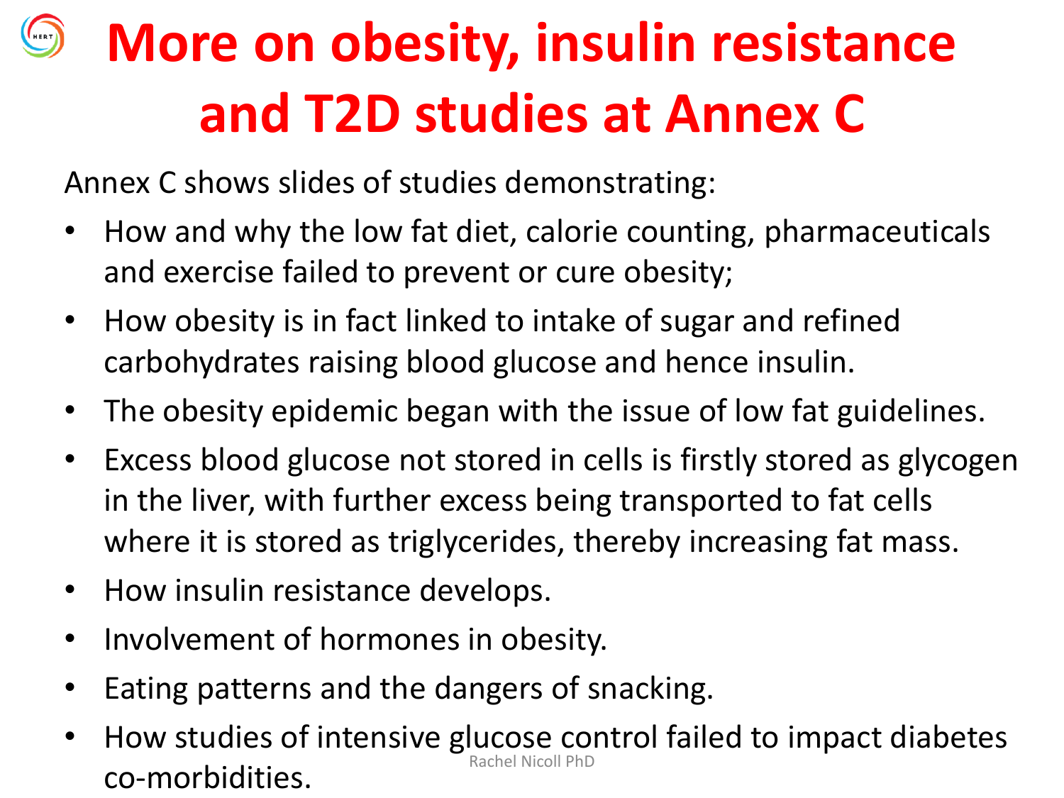# More on obesity, insulin resistance and T2D studies at Annex C

Annex C shows slides of studies demonstrating:

- How and why the low fat diet, calorie counting, pharmaceuticals and exercise failed to prevent or cure obesity;
- How obesity is in fact linked to intake of sugar and refined carbohydrates raising blood glucose and hence insulin.
- The obesity epidemic began with the issue of low fat guidelines.
- Excess blood glucose not stored in cells is firstly stored as glycogen in the liver, with further excess being transported to fat cells where it is stored as triglycerides, thereby increasing fat mass.
- How insulin resistance develops.
- Involvement of hormones in obesity.
- Eating patterns and the dangers of snacking.
- How studies of intensive glucose control failed to impact diabetes co-morbidities.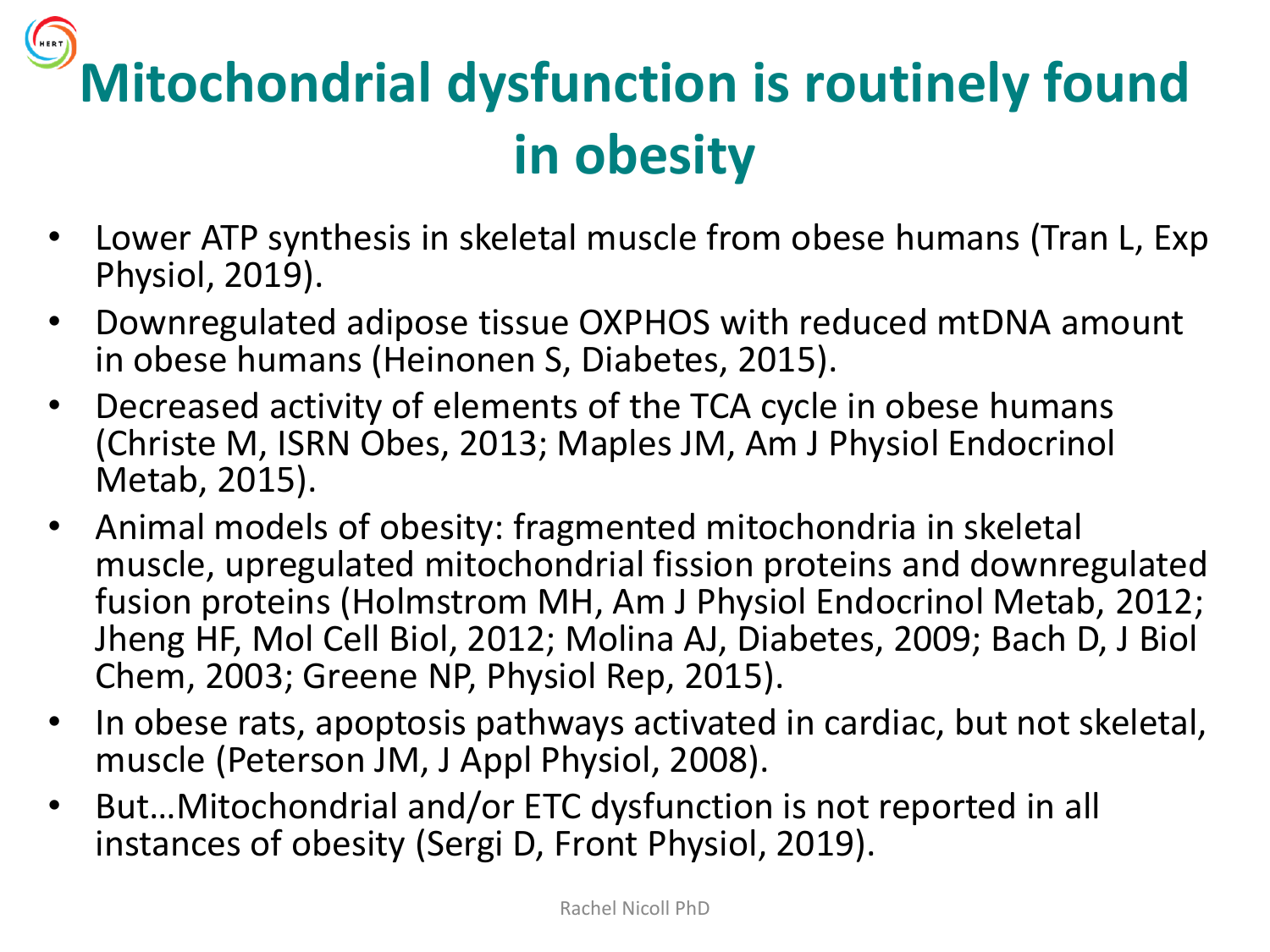# Mitochondrial dysfunction is routinely found in obesity

- Lower ATP synthesis in skeletal muscle from obese humans (Tran L, Exp Physiol, 2019).
- Downregulated adipose tissue OXPHOS with reduced mtDNA amount in obese humans (Heinonen S, Diabetes, 2015).
- Decreased activity of elements of the TCA cycle in obese humans (Christe M, ISRN Obes, 2013; Maples JM, Am J Physiol Endocrinol Metab, 2015).
- Animal models of obesity: fragmented mitochondria in skeletal muscle, upregulated mitochondrial fission proteins and downregulated fusion proteins (Holmstrom MH, Am J Physiol Endocrinol Metab, 2012; Jheng HF, Mol Cell Biol, 2012; Molina AJ, Diabetes, 2009; Bach D, J Biol Chem, 2003; Greene NP, Physiol Rep, 2015).
- In obese rats, apoptosis pathways activated in cardiac, but not skeletal, muscle (Peterson JM, J Appl Physiol, 2008).
- But…Mitochondrial and/or ETC dysfunction is not reported in all instances of obesity (Sergi D, Front Physiol, 2019).

Rachel Nicoll PhD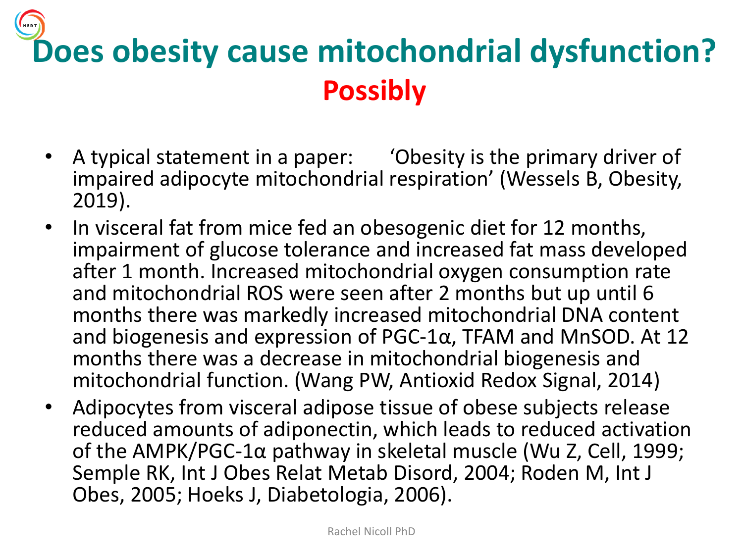# Does obesity cause mitochondrial dysfunction?

## **Possibly**

- A typical statement in a paper: 'Obesity is the primary driver of impaired adipocyte mitochondrial respiration' (Wessels B, Obesity, 2019).
- In visceral fat from mice fed an obesogenic diet for 12 months, impairment of glucose tolerance and increased fat mass developed after 1 month. Increased mitochondrial oxygen consumption rate and mitochondrial ROS were seen after 2 months but up until 6 months there was markedly increased mitochondrial DNA content and biogenesis and expression of PGC-1α, TFAM and MnSOD. At 12 months there was a decrease in mitochondrial biogenesis and mitochondrial function. (Wang PW, Antioxid Redox Signal, 2014)
- Adipocytes from visceral adipose tissue of obese subjects release reduced amounts of adiponectin, which leads to reduced activation of the AMPK/PGC-1α pathway in skeletal muscle (Wu Z, Cell, 1999; Semple RK, Int J Obes Relat Metab Disord, 2004; Roden M, Int J Obes, 2005; Hoeks J, Diabetologia, 2006).

Rachel Nicoll PhD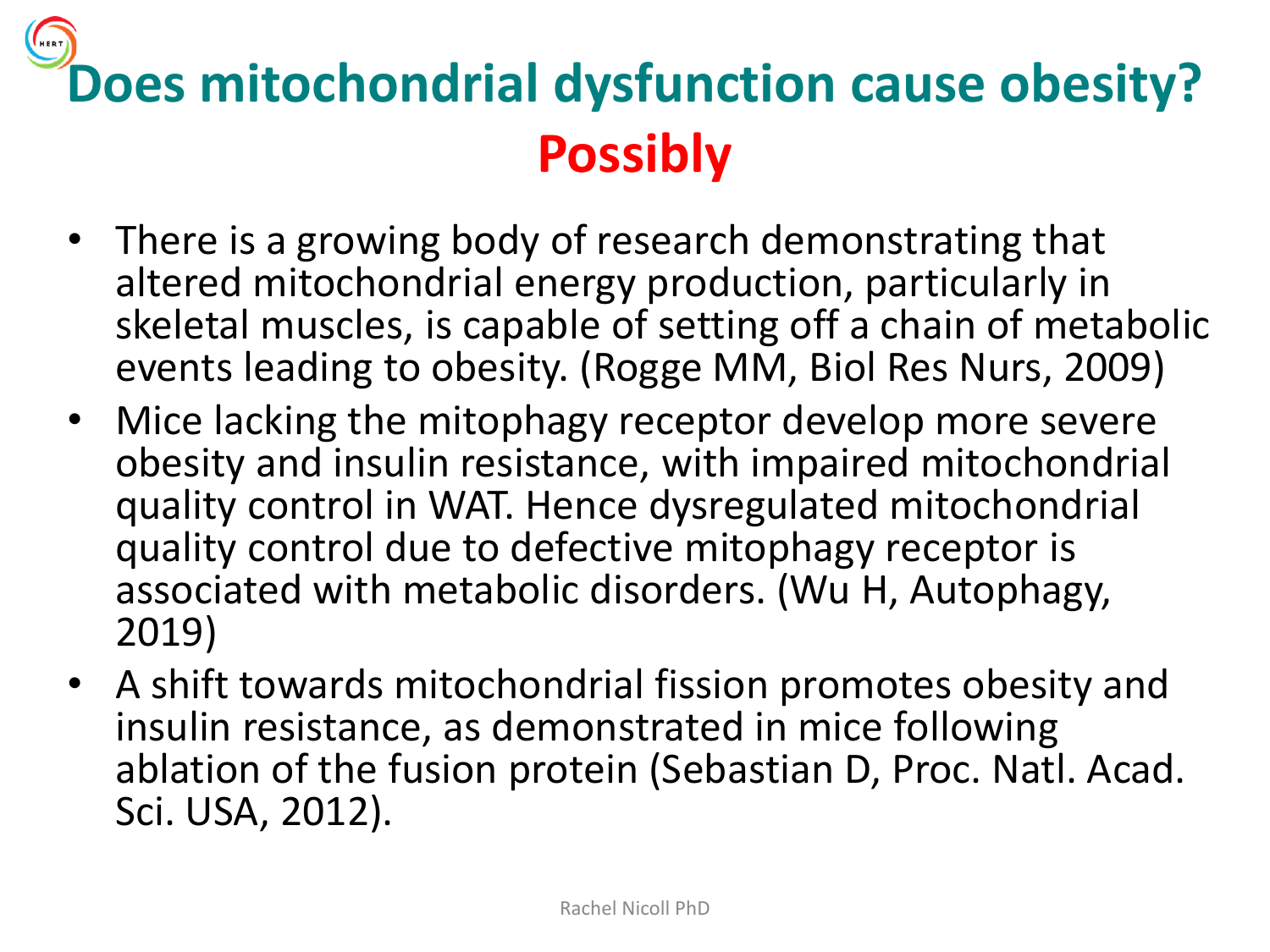# Does mitochondrial dysfunction cause obesity?

## Possibly

- There is a growing body of research demonstrating that altered mitochondrial energy production, particularly in skeletal muscles, is capable of setting off a chain of metabolic events leading to obesity. (Rogge MM, Biol Res Nurs, 2009)
- Mice lacking the mitophagy receptor develop more severe obesity and insulin resistance, with impaired mitochondrial quality control in WAT. Hence dysregulated mitochondrial quality control due to defective mitophagy receptor is associated with metabolic disorders. (Wu H, Autophagy, 2019)
- A shift towards mitochondrial fission promotes obesity and insulin resistance, as demonstrated in mice following ablation of the fusion protein (Sebastian D, Proc. Natl. Acad. Sci. USA, 2012).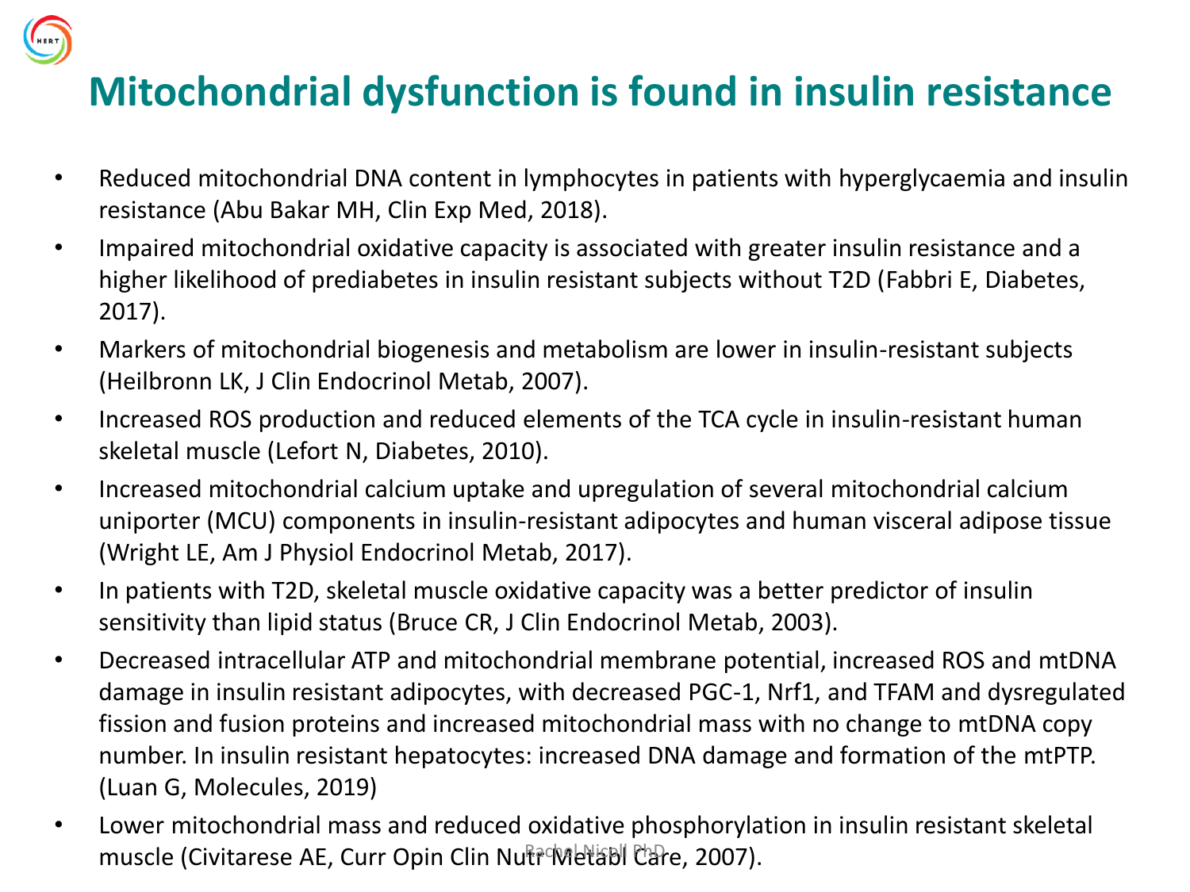# Mitochondrial dysfunction is found in insulin resistance

- Reduced mitochondrial DNA content in lymphocytes in patients with hyperglycaemia and insulin resistance (Abu Bakar MH, Clin Exp Med, 2018).
- Impaired mitochondrial oxidative capacity is associated with greater insulin resistance and a higher likelihood of prediabetes in insulin resistant subjects without T2D (Fabbri E, Diabetes, 2017).
- Markers of mitochondrial biogenesis and metabolism are lower in insulin-resistant subjects (Heilbronn LK, J Clin Endocrinol Metab, 2007).
- Increased ROS production and reduced elements of the TCA cycle in insulin-resistant human skeletal muscle (Lefort N, Diabetes, 2010).
- Increased mitochondrial calcium uptake and upregulation of several mitochondrial calcium uniporter (MCU) components in insulin-resistant adipocytes and human visceral adipose tissue (Wright LE, Am J Physiol Endocrinol Metab, 2017).
- In patients with T2D, skeletal muscle oxidative capacity was a better predictor of insulin sensitivity than lipid status (Bruce CR, J Clin Endocrinol Metab, 2003).
- Decreased intracellular ATP and mitochondrial membrane potential, increased ROS and mtDNA damage in insulin resistant adipocytes, with decreased PGC-1, Nrf1, and TFAM and dysregulated fission and fusion proteins and increased mitochondrial mass with no change to mtDNA copy number. In insulin resistant hepatocytes: increased DNA damage and formation of the mtPTP. (Luan G, Molecules, 2019)
- Lower mitochondrial mass and reduced oxidative phosphorylation in insulin resistant skeletal muscle (Civitarese AE, Curr Opin Clin Nutr Metabl Care, 2007).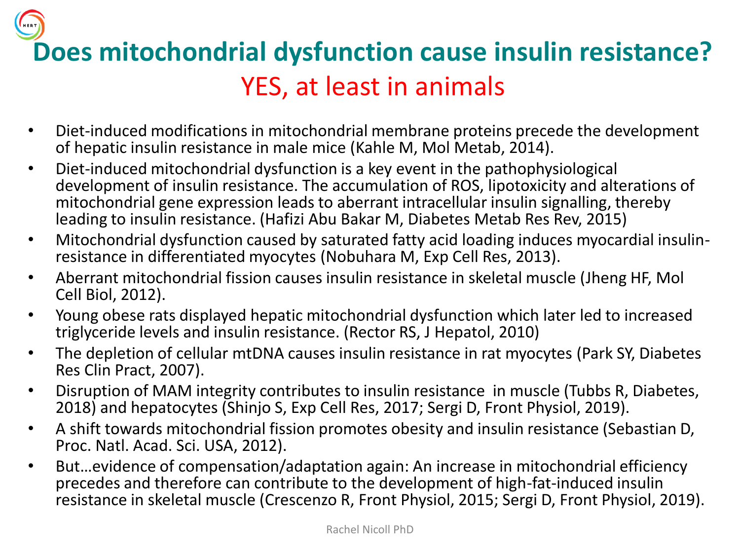# Does mitochondrial dysfunction cause insulin resistance?

## YES, at least in animals

- Diet-induced modifications in mitochondrial membrane proteins precede the development of hepatic insulin resistance in male mice (Kahle M, Mol Metab, 2014).
- Diet-induced mitochondrial dysfunction is a key event in the pathophysiological development of insulin resistance. The accumulation of ROS, lipotoxicity and alterations of mitochondrial gene expression leads to aberrant intracellular insulin signalling, thereby leading to insulin resistance. (Hafizi Abu Bakar M, Diabetes Metab Res Rev, 2015)
- Mitochondrial dysfunction caused by saturated fatty acid loading induces myocardial insulin-resistance in differentiated myocytes (Nobuhara M, Exp Cell Res, 2013).
- Aberrant mitochondrial fission causes insulin resistance in skeletal muscle (Jheng HF, Mol Cell Biol, 2012).
- Young obese rats displayed hepatic mitochondrial dysfunction which later led to increased triglyceride levels and insulin resistance. (Rector RS, J Hepatol, 2010)
- The depletion of cellular mtDNA causes insulin resistance in rat myocytes (Park SY, Diabetes Res Clin Pract, 2007).
- Disruption of MAM integrity contributes to insulin resistance in muscle (Tubbs R, Diabetes, 2018) and hepatocytes (Shinjo S, Exp Cell Res, 2017; Sergi D, Front Physiol, 2019).
- A shift towards mitochondrial fission promotes obesity and insulin resistance (Sebastian D, Proc. Natl. Acad. Sci. USA, 2012).
- But…evidence of compensation/adaptation again: An increase in mitochondrial efficiency precedes and therefore can contribute to the development of high-fat-induced insulin resistance in skeletal muscle (Crescenzo R, Front Physiol, 2015; Sergi D, Front Physiol, 2019).

Rachel Nicoll PhD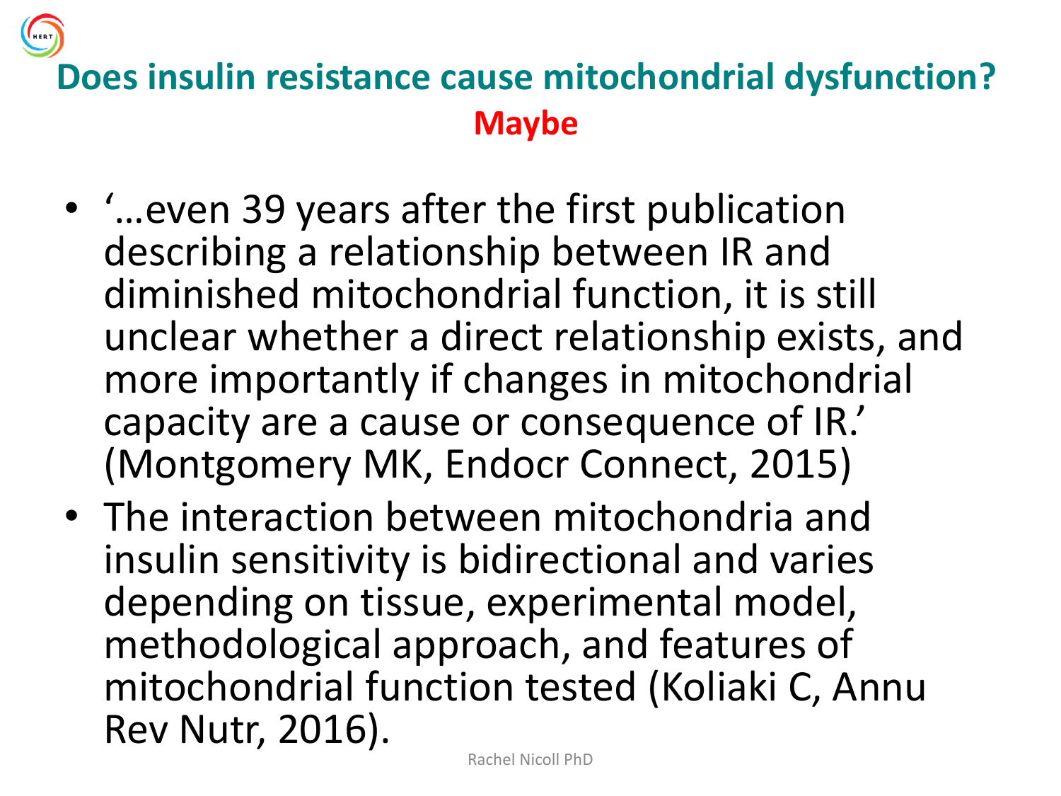## Does insulin resistance cause mitochondrial dysfunction?

**Maybe**

- '…even 39 years after the first publication describing a relationship between IR and diminished mitochondrial function, it is still unclear whether a direct relationship exists, and more importantly if changes in mitochondrial capacity are a cause or consequence of IR.' (Montgomery MK, Endocr Connect, 2015)
- The interaction between mitochondria and insulin sensitivity is bidirectional and varies depending on tissue, experimental model, methodological approach, and features of mitochondrial function tested (Koliaki C, Annu Rev Nutr, 2016).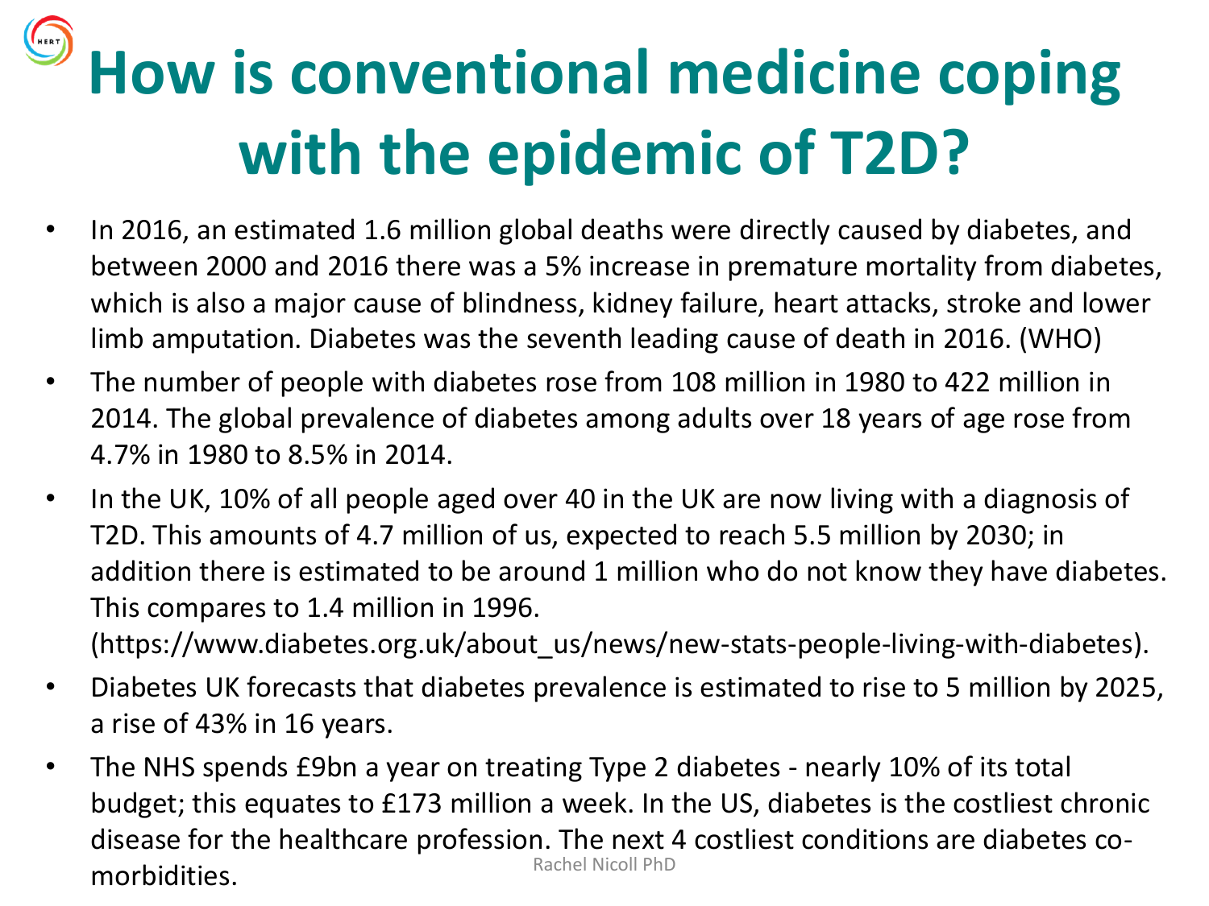# How is conventional medicine coping with the epidemic of T2D?

- In 2016, an estimated 1.6 million global deaths were directly caused by diabetes, and between 2000 and 2016 there was a 5% increase in premature mortality from diabetes, which is also a major cause of blindness, kidney failure, heart attacks, stroke and lower limb amputation. Diabetes was the seventh leading cause of death in 2016. (WHO)
- The number of people with diabetes rose from 108 million in 1980 to 422 million in 2014. The global prevalence of diabetes among adults over 18 years of age rose from 4.7% in 1980 to 8.5% in 2014.
- In the UK, 10% of all people aged over 40 in the UK are now living with a diagnosis of T2D. This amounts of 4.7 million of us, expected to reach 5.5 million by 2030; in addition there is estimated to be around 1 million who do not know they have diabetes. This compares to 1.4 million in 1996. (https://www.diabetes.org.uk/about_us/news/new-stats-people-living-with-diabetes).
- Diabetes UK forecasts that diabetes prevalence is estimated to rise to 5 million by 2025, a rise of 43% in 16 years.
- The NHS spends £9bn a year on treating Type 2 diabetes - nearly 10% of its total budget; this equates to £173 million a week. In the US, diabetes is the costliest chronic disease for the healthcare profession. The next 4 costliest conditions are diabetes co-morbidities.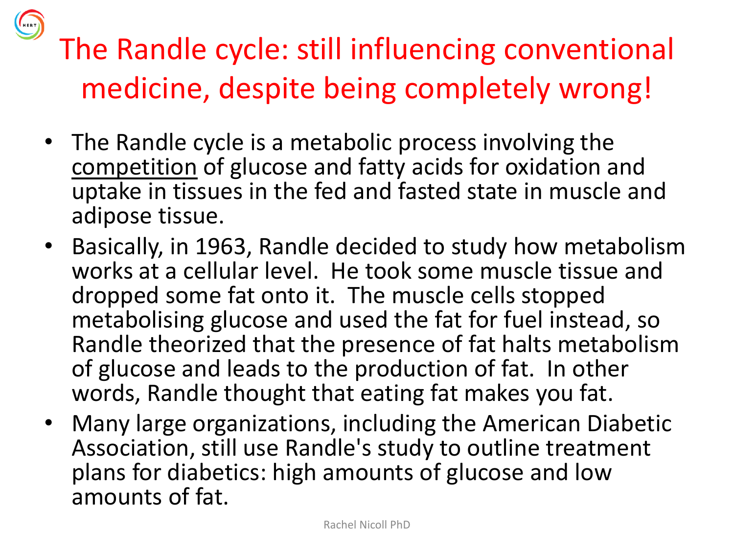# The Randle cycle: still influencing conventional medicine, despite being completely wrong!

- The Randle cycle is a metabolic process involving the competition of glucose and fatty acids for oxidation and uptake in tissues in the fed and fasted state in muscle and adipose tissue.
- Basically, in 1963, Randle decided to study how metabolism works at a cellular level. He took some muscle tissue and dropped some fat onto it. The muscle cells stopped metabolising glucose and used the fat for fuel instead, so Randle theorized that the presence of fat halts metabolism of glucose and leads to the production of fat. In other words, Randle thought that eating fat makes you fat.
- Many large organizations, including the American Diabetic Association, still use Randle's study to outline treatment plans for diabetics: high amounts of glucose and low amounts of fat.

Rachel Nicoll PhD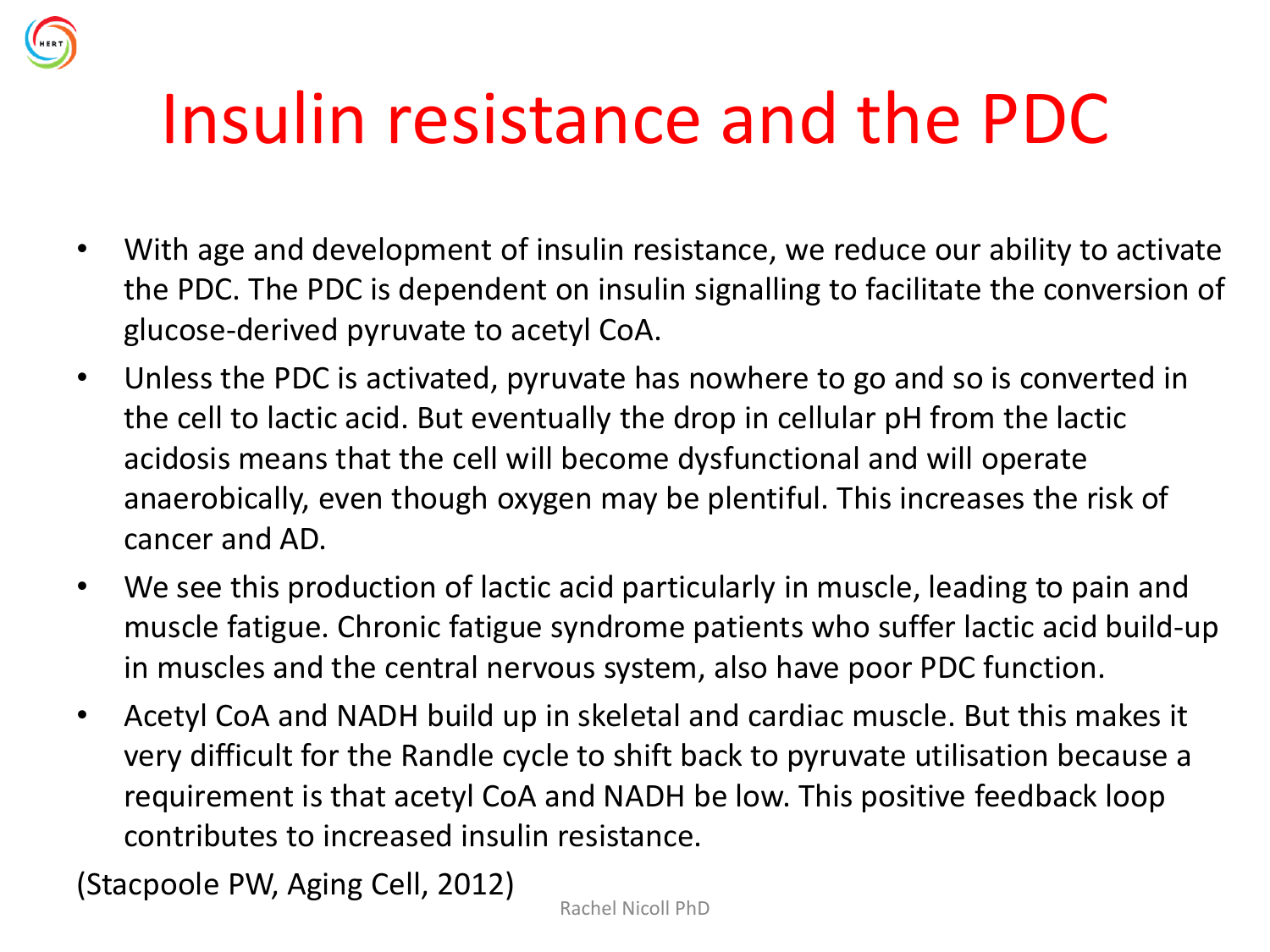# Insulin resistance and the PDC

- With age and development of insulin resistance, we reduce our ability to activate the PDC. The PDC is dependent on insulin signalling to facilitate the conversion of glucose-derived pyruvate to acetyl CoA.
- Unless the PDC is activated, pyruvate has nowhere to go and so is converted in the cell to lactic acid. But eventually the drop in cellular pH from the lactic acidosis means that the cell will become dysfunctional and will operate anaerobically, even though oxygen may be plentiful. This increases the risk of cancer and AD.
- We see this production of lactic acid particularly in muscle, leading to pain and muscle fatigue. Chronic fatigue syndrome patients who suffer lactic acid build-up in muscles and the central nervous system, also have poor PDC function.
- Acetyl CoA and NADH build up in skeletal and cardiac muscle. But this makes it very difficult for the Randle cycle to shift back to pyruvate utilisation because a requirement is that acetyl CoA and NADH be low. This positive feedback loop contributes to increased insulin resistance.

(Stacpoole PW, Aging Cell, 2012)

Rachel Nicoll PhD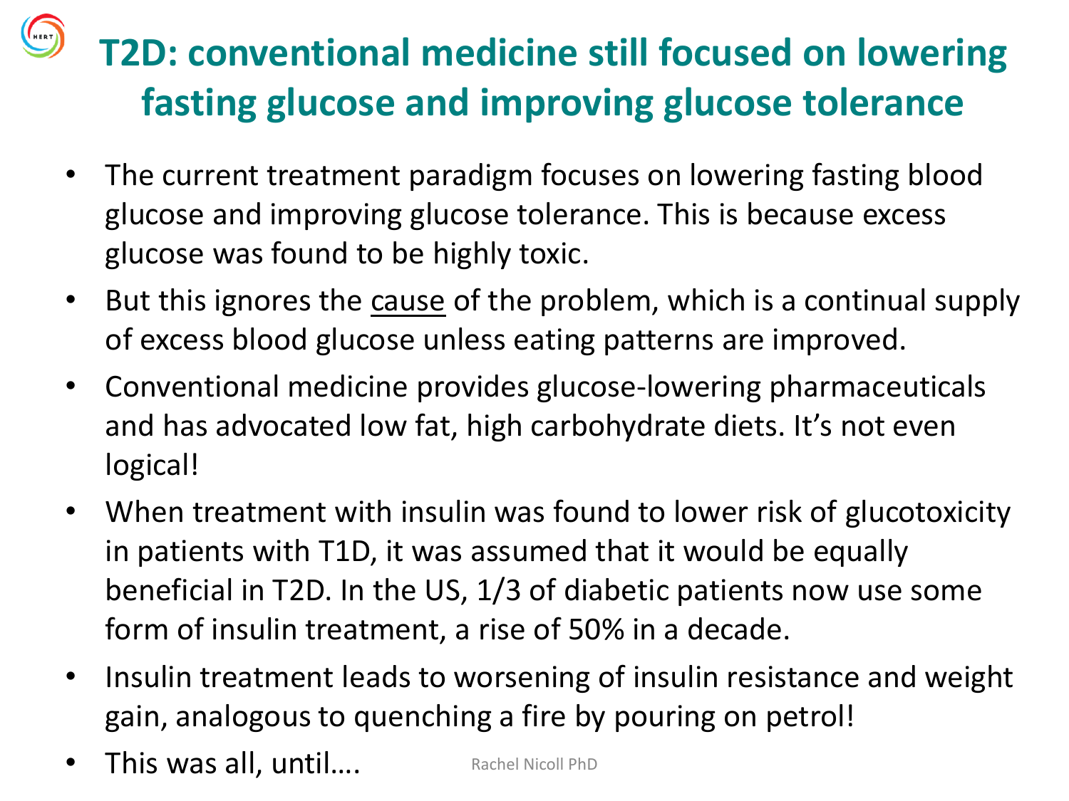# T2D: conventional medicine still focused on lowering fasting glucose and improving glucose tolerance

- The current treatment paradigm focuses on lowering fasting blood glucose and improving glucose tolerance. This is because excess glucose was found to be highly toxic.
- But this ignores the <u>cause</u> of the problem, which is a continual supply of excess blood glucose unless eating patterns are improved.
- Conventional medicine provides glucose-lowering pharmaceuticals and has advocated low fat, high carbohydrate diets. It's not even logical!
- When treatment with insulin was found to lower risk of glucotoxicity in patients with T1D, it was assumed that it would be equally beneficial in T2D. In the US, 1/3 of diabetic patients now use some form of insulin treatment, a rise of 50% in a decade.
- Insulin treatment leads to worsening of insulin resistance and weight gain, analogous to quenching a fire by pouring on petrol!
- This was all, until….

Rachel Nicoll PhD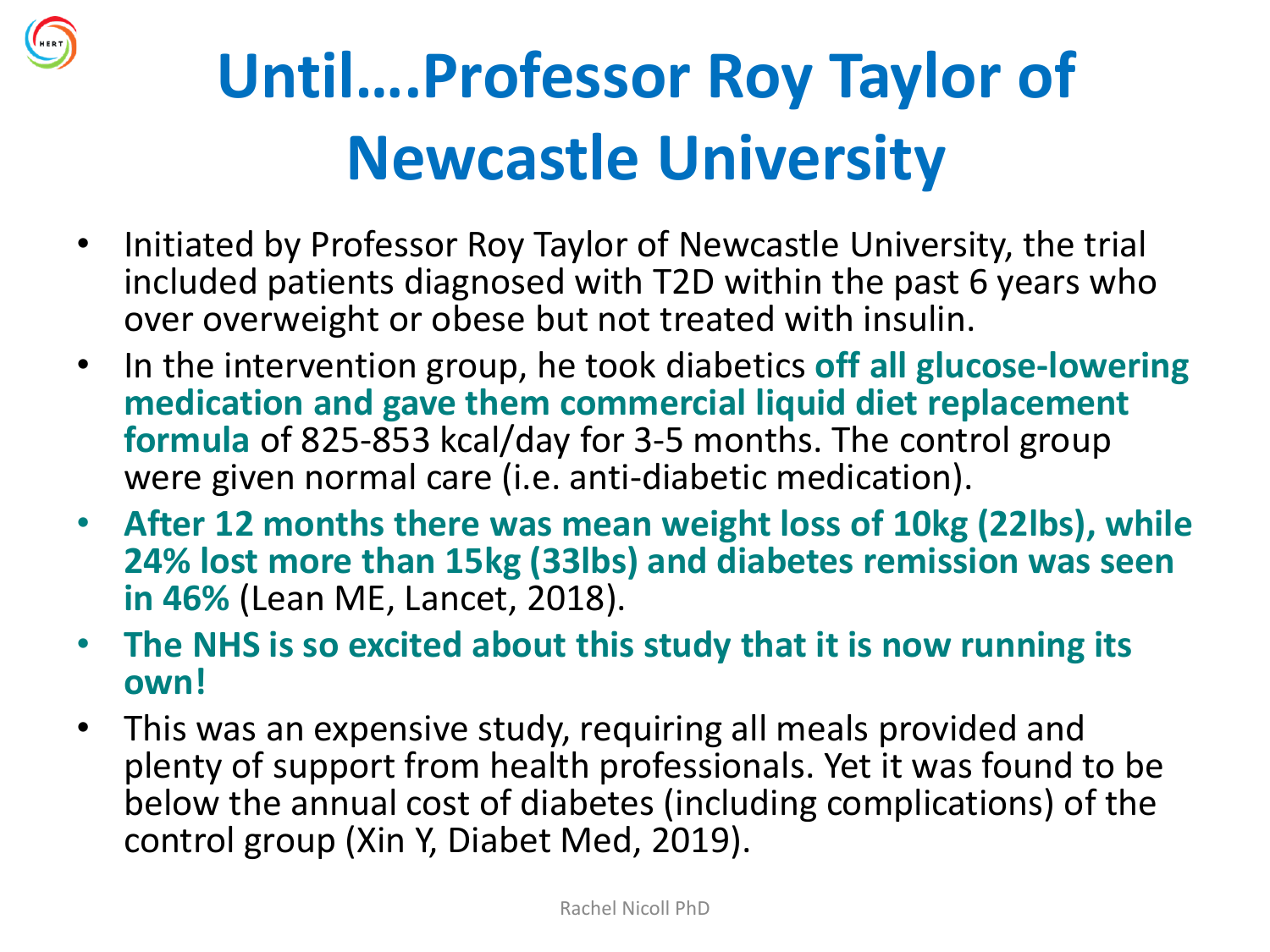# Until….Professor Roy Taylor of Newcastle University

- Initiated by Professor Roy Taylor of Newcastle University, the trial included patients diagnosed with T2D within the past 6 years who over overweight or obese but not treated with insulin.
- In the intervention group, he took diabetics **off all glucose-lowering medication and gave them commercial liquid diet replacement formula** of 825-853 kcal/day for 3-5 months. The control group were given normal care (i.e. anti-diabetic medication).
- **After 12 months there was mean weight loss of 10kg (22lbs), while 24% lost more than 15kg (33lbs) and diabetes remission was seen in 46%** (Lean ME, Lancet, 2018).
- **The NHS is so excited about this study that it is now running its own!**
- This was an expensive study, requiring all meals provided and plenty of support from health professionals. Yet it was found to be below the annual cost of diabetes (including complications) of the control group (Xin Y, Diabet Med, 2019).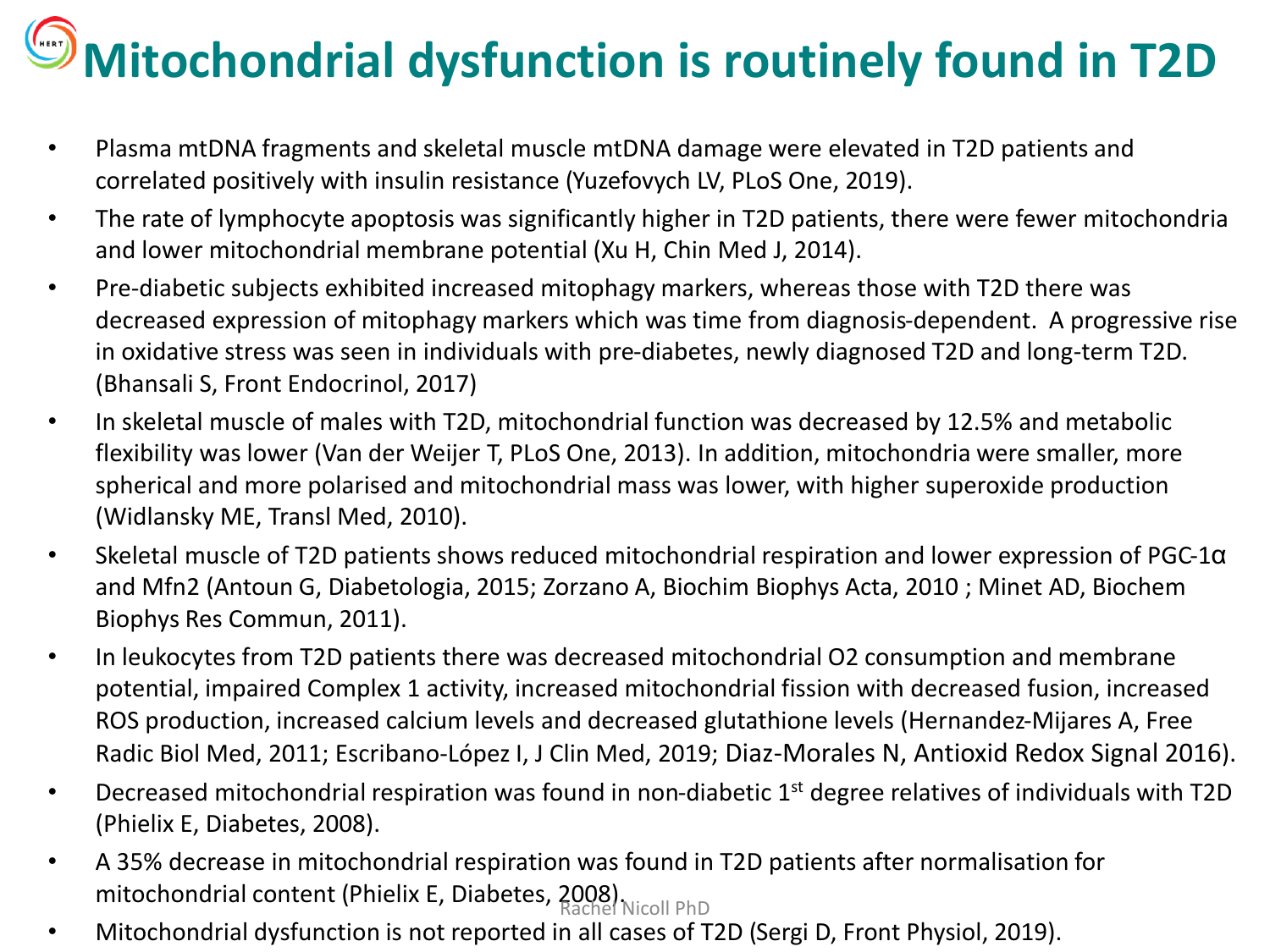# Mitochondrial dysfunction is routinely found in T2D

- Plasma mtDNA fragments and skeletal muscle mtDNA damage were elevated in T2D patients and correlated positively with insulin resistance (Yuzefovych LV, PLoS One, 2019).
- The rate of lymphocyte apoptosis was significantly higher in T2D patients, there were fewer mitochondria and lower mitochondrial membrane potential (Xu H, Chin Med J, 2014).
- Pre-diabetic subjects exhibited increased mitophagy markers, whereas those with T2D there was decreased expression of mitophagy markers which was time from diagnosis-dependent. A progressive rise in oxidative stress was seen in individuals with pre-diabetes, newly diagnosed T2D and long-term T2D. (Bhansali S, Front Endocrinol, 2017)
- In skeletal muscle of males with T2D, mitochondrial function was decreased by 12.5% and metabolic flexibility was lower (Van der Weijer T, PLoS One, 2013). In addition, mitochondria were smaller, more spherical and more polarised and mitochondrial mass was lower, with higher superoxide production (Widlansky ME, Transl Med, 2010).
- Skeletal muscle of T2D patients shows reduced mitochondrial respiration and lower expression of PGC-1α and Mfn2 (Antoun G, Diabetologia, 2015; Zorzano A, Biochim Biophys Acta, 2010 ; Minet AD, Biochem Biophys Res Commun, 2011).
- In leukocytes from T2D patients there was decreased mitochondrial O2 consumption and membrane potential, impaired Complex 1 activity, increased mitochondrial fission with decreased fusion, increased ROS production, increased calcium levels and decreased glutathione levels (Hernandez-Mijares A, Free Radic Biol Med, 2011; Escribano-López I, J Clin Med, 2019; Diaz-Morales N, Antioxid Redox Signal 2016).
- Decreased mitochondrial respiration was found in non-diabetic 1st degree relatives of individuals with T2D (Phielix E, Diabetes, 2008).
- A 35% decrease in mitochondrial respiration was found in T2D patients after normalisation for mitochondrial content (Phielix E, Diabetes, 2008).
- Mitochondrial dysfunction is not reported in all cases of T2D (Sergi D, Front Physiol, 2019).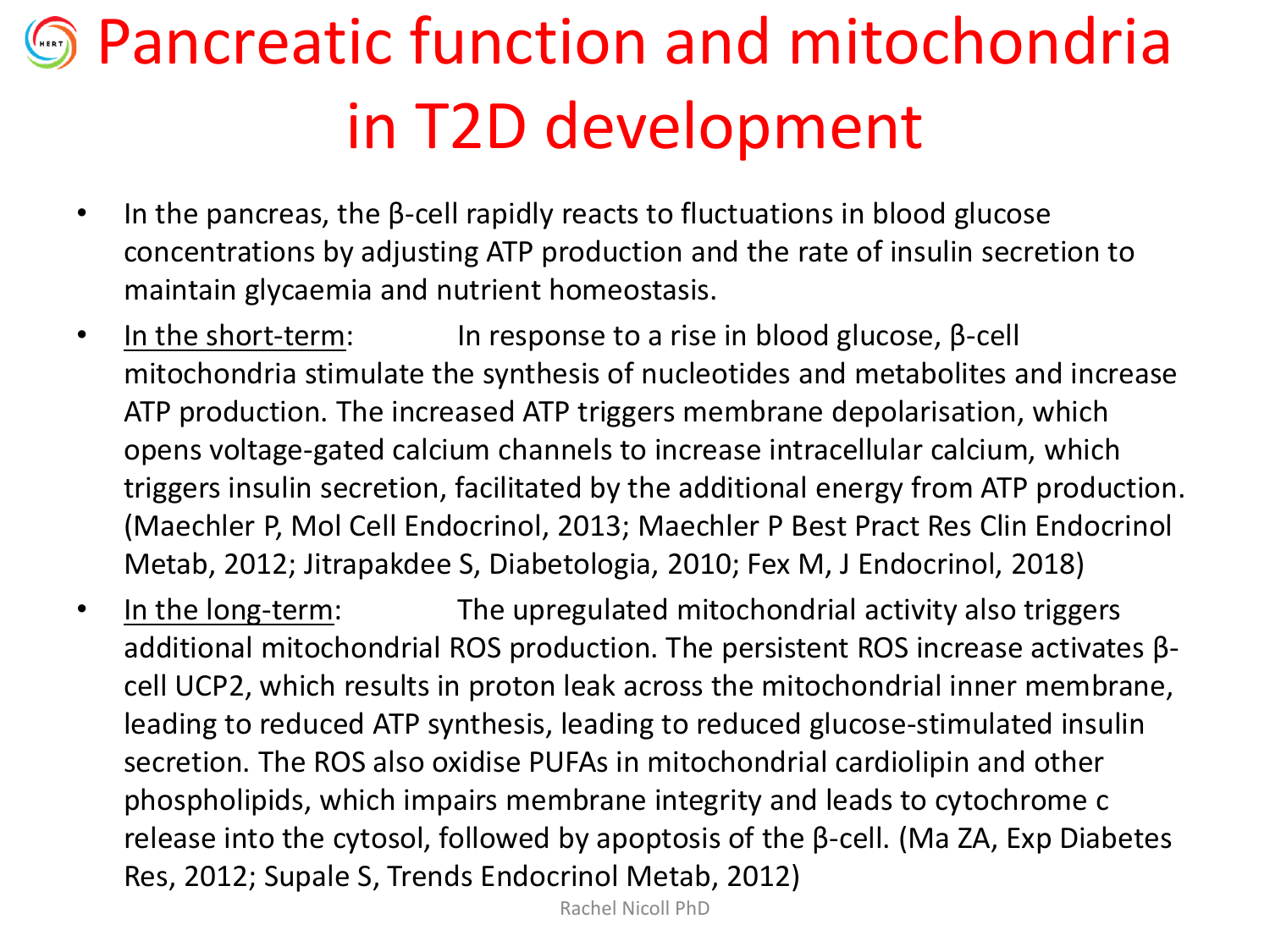# Pancreatic function and mitochondria in T2D development

- In the pancreas, the β-cell rapidly reacts to fluctuations in blood glucose concentrations by adjusting ATP production and the rate of insulin secretion to maintain glycaemia and nutrient homeostasis.
- In the short-term: In response to a rise in blood glucose, β-cell mitochondria stimulate the synthesis of nucleotides and metabolites and increase ATP production. The increased ATP triggers membrane depolarisation, which opens voltage-gated calcium channels to increase intracellular calcium, which triggers insulin secretion, facilitated by the additional energy from ATP production. (Maechler P, Mol Cell Endocrinol, 2013; Maechler P Best Pract Res Clin Endocrinol Metab, 2012; Jitrapakdee S, Diabetologia, 2010; Fex M, J Endocrinol, 2018)
- In the long-term: The upregulated mitochondrial activity also triggers additional mitochondrial ROS production. The persistent ROS increase activates β-cell UCP2, which results in proton leak across the mitochondrial inner membrane, leading to reduced ATP synthesis, leading to reduced glucose-stimulated insulin secretion. The ROS also oxidise PUFAs in mitochondrial cardiolipin and other phospholipids, which impairs membrane integrity and leads to cytochrome c release into the cytosol, followed by apoptosis of the β-cell. (Ma ZA, Exp Diabetes Res, 2012; Supale S, Trends Endocrinol Metab, 2012)

Rachel Nicoll PhD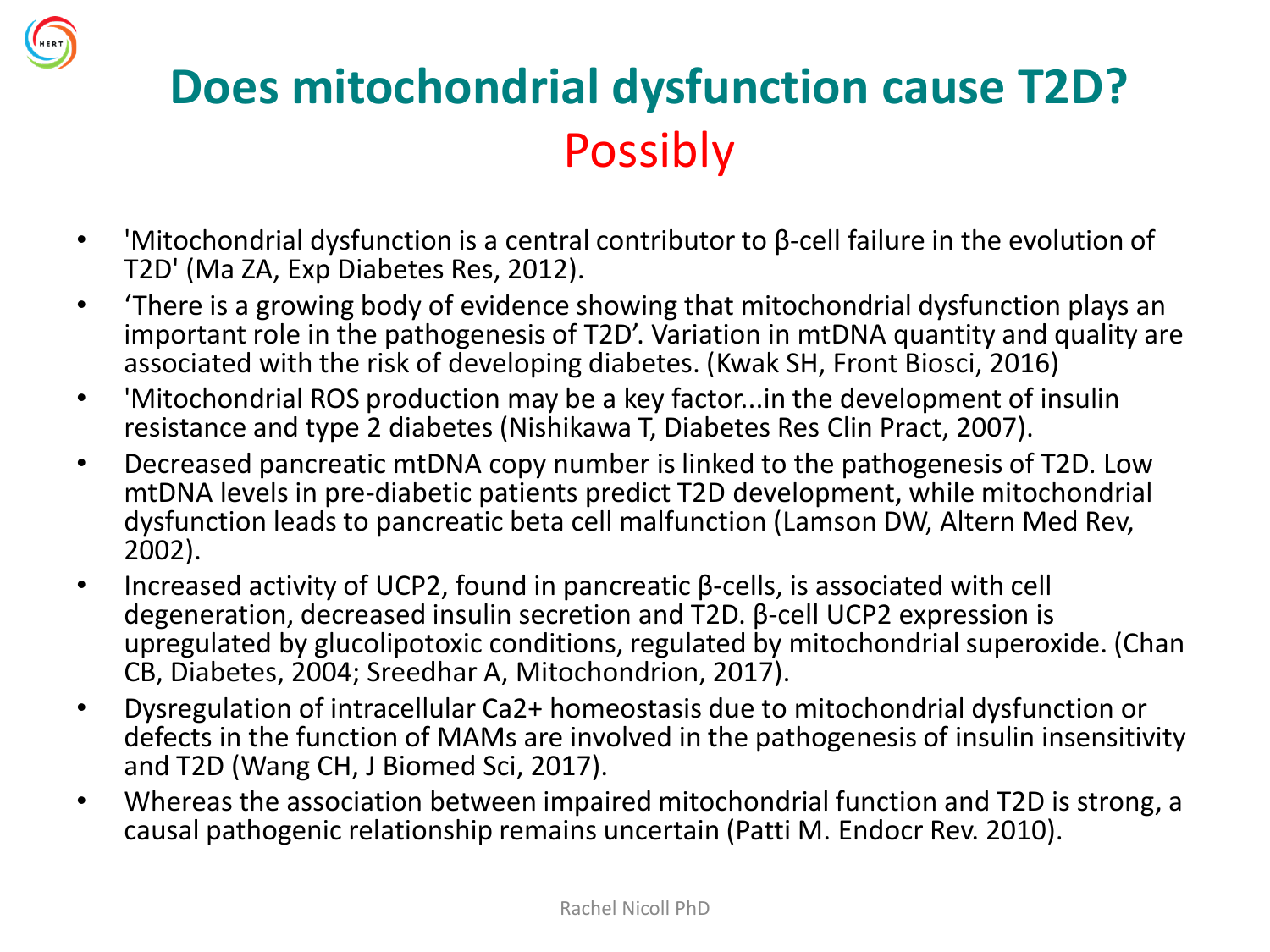# Does mitochondrial dysfunction cause T2D?

## Possibly

- 'Mitochondrial dysfunction is a central contributor to β-cell failure in the evolution of T2D' (Ma ZA, Exp Diabetes Res, 2012).
- 'There is a growing body of evidence showing that mitochondrial dysfunction plays an important role in the pathogenesis of T2D'. Variation in mtDNA quantity and quality are associated with the risk of developing diabetes. (Kwak SH, Front Biosci, 2016)
- 'Mitochondrial ROS production may be a key factor...in the development of insulin resistance and type 2 diabetes (Nishikawa T, Diabetes Res Clin Pract, 2007).
- Decreased pancreatic mtDNA copy number is linked to the pathogenesis of T2D. Low mtDNA levels in pre-diabetic patients predict T2D development, while mitochondrial dysfunction leads to pancreatic beta cell malfunction (Lamson DW, Altern Med Rev, 2002).
- Increased activity of UCP2, found in pancreatic β-cells, is associated with cell degeneration, decreased insulin secretion and T2D. β-cell UCP2 expression is upregulated by glucolipotoxic conditions, regulated by mitochondrial superoxide. (Chan CB, Diabetes, 2004; Sreedhar A, Mitochondrion, 2017).
- Dysregulation of intracellular $Ca^{2+}$ homeostasis due to mitochondrial dysfunction or defects in the function of MAMs are involved in the pathogenesis of insulin insensitivity and T2D (Wang CH, J Biomed Sci, 2017).
- Whereas the association between impaired mitochondrial function and T2D is strong, a causal pathogenic relationship remains uncertain (Patti M. Endocr Rev. 2010).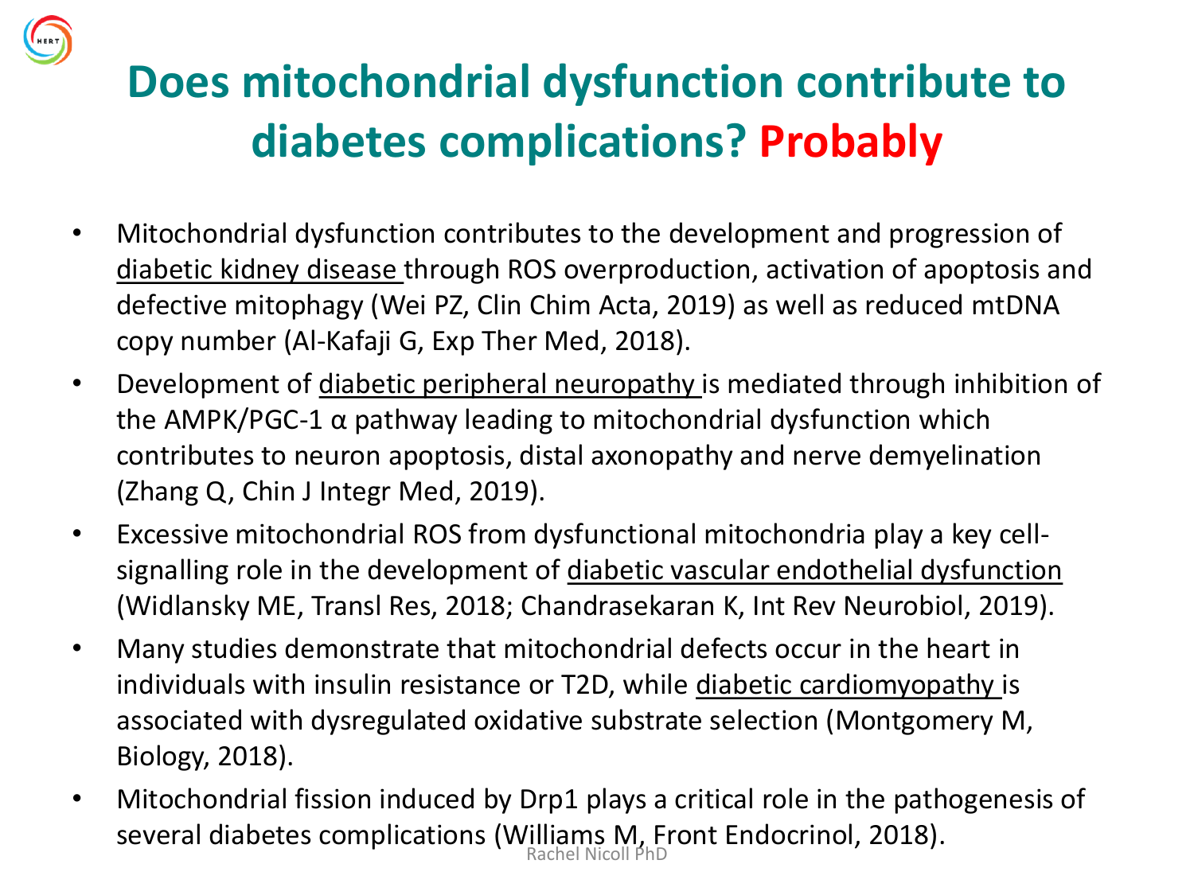# Does mitochondrial dysfunction contribute to diabetes complications? Probably

- Mitochondrial dysfunction contributes to the development and progression of diabetic kidney disease through ROS overproduction, activation of apoptosis and defective mitophagy (Wei PZ, Clin Chim Acta, 2019) as well as reduced mtDNA copy number (Al-Kafaji G, Exp Ther Med, 2018).
- Development of diabetic peripheral neuropathy is mediated through inhibition of the AMPK/PGC-1 α pathway leading to mitochondrial dysfunction which contributes to neuron apoptosis, distal axonopathy and nerve demyelination (Zhang Q, Chin J Integr Med, 2019).
- Excessive mitochondrial ROS from dysfunctional mitochondria play a key cell-signalling role in the development of diabetic vascular endothelial dysfunction (Widlansky ME, Transl Res, 2018; Chandrasekaran K, Int Rev Neurobiol, 2019).
- Many studies demonstrate that mitochondrial defects occur in the heart in individuals with insulin resistance or T2D, while diabetic cardiomyopathy is associated with dysregulated oxidative substrate selection (Montgomery M, Biology, 2018).
- Mitochondrial fission induced by Drp1 plays a critical role in the pathogenesis of several diabetes complications (Williams M, Front Endocrinol, 2018).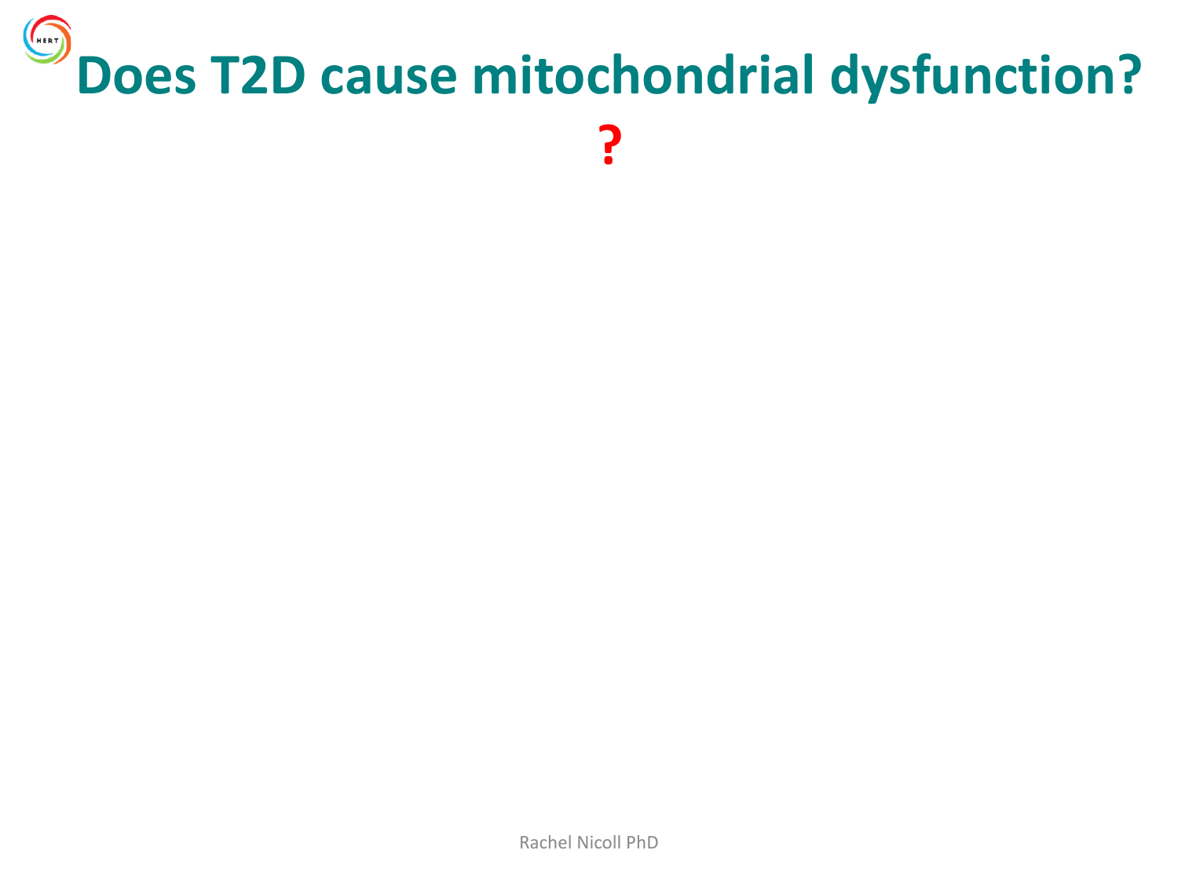# Does T2D cause mitochondrial dysfunction?

**?**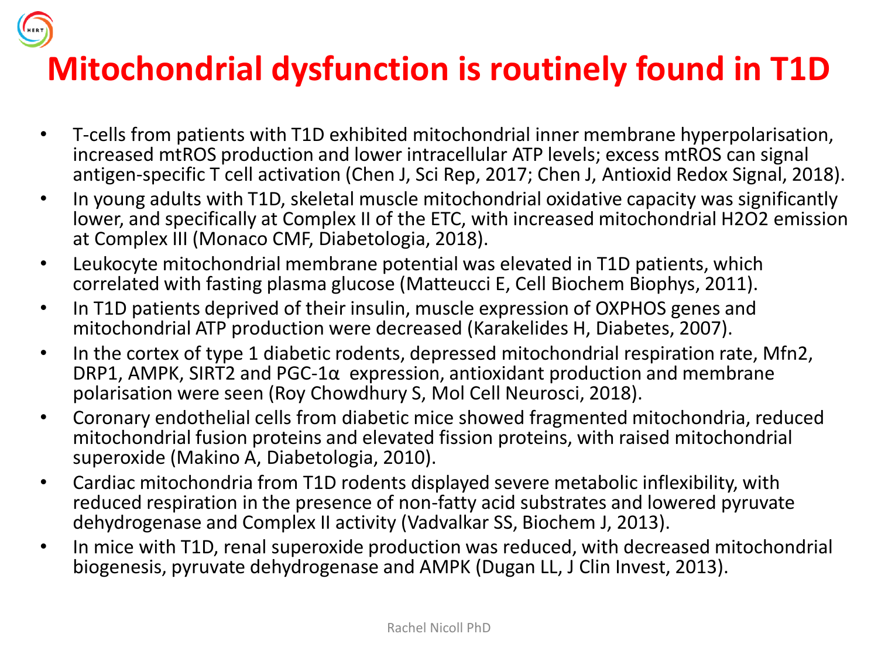# Mitochondrial dysfunction is routinely found in T1D

- T-cells from patients with T1D exhibited mitochondrial inner membrane hyperpolarisation, increased mtROS production and lower intracellular ATP levels; excess mtROS can signal antigen-specific T cell activation (Chen J, Sci Rep, 2017; Chen J, Antioxid Redox Signal, 2018).
- In young adults with T1D, skeletal muscle mitochondrial oxidative capacity was significantly lower, and specifically at Complex II of the ETC, with increased mitochondrial $H_2O_2$ emission at Complex III (Monaco CMF, Diabetologia, 2018).
- Leukocyte mitochondrial membrane potential was elevated in T1D patients, which correlated with fasting plasma glucose (Matteucci E, Cell Biochem Biophys, 2011).
- In T1D patients deprived of their insulin, muscle expression of OXPHOS genes and mitochondrial ATP production were decreased (Karakelides H, Diabetes, 2007).
- In the cortex of type 1 diabetic rodents, depressed mitochondrial respiration rate, Mfn2, DRP1, AMPK, SIRT2 and PGC-1α expression, antioxidant production and membrane polarisation were seen (Roy Chowdhury S, Mol Cell Neurosci, 2018).
- Coronary endothelial cells from diabetic mice showed fragmented mitochondria, reduced mitochondrial fusion proteins and elevated fission proteins, with raised mitochondrial superoxide (Makino A, Diabetologia, 2010).
- Cardiac mitochondria from T1D rodents displayed severe metabolic inflexibility, with reduced respiration in the presence of non-fatty acid substrates and lowered pyruvate dehydrogenase and Complex II activity (Vadvalkar SS, Biochem J, 2013).
- In mice with T1D, renal superoxide production was reduced, with decreased mitochondrial biogenesis, pyruvate dehydrogenase and AMPK (Dugan LL, J Clin Invest, 2013).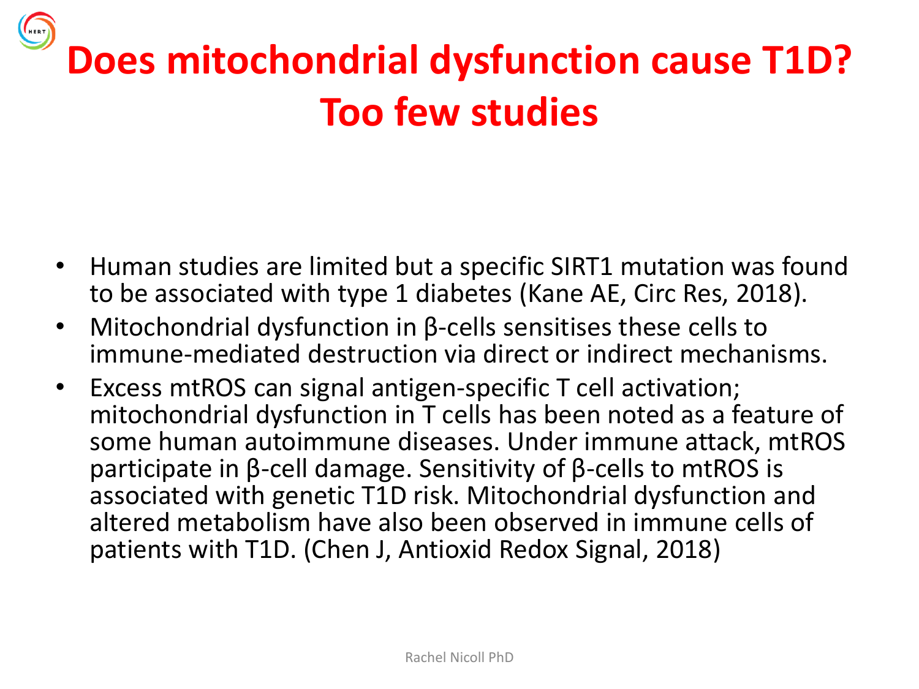# Does mitochondrial dysfunction cause T1D? Too few studies

- Human studies are limited but a specific SIRT1 mutation was found to be associated with type 1 diabetes (Kane AE, Circ Res, 2018).
- Mitochondrial dysfunction in β-cells sensitises these cells to immune-mediated destruction via direct or indirect mechanisms.
- Excess mtROS can signal antigen-specific T cell activation; mitochondrial dysfunction in T cells has been noted as a feature of some human autoimmune diseases. Under immune attack, mtROS participate in β-cell damage. Sensitivity of β-cells to mtROS is associated with genetic T1D risk. Mitochondrial dysfunction and altered metabolism have also been observed in immune cells of patients with T1D. (Chen J, Antioxid Redox Signal, 2018)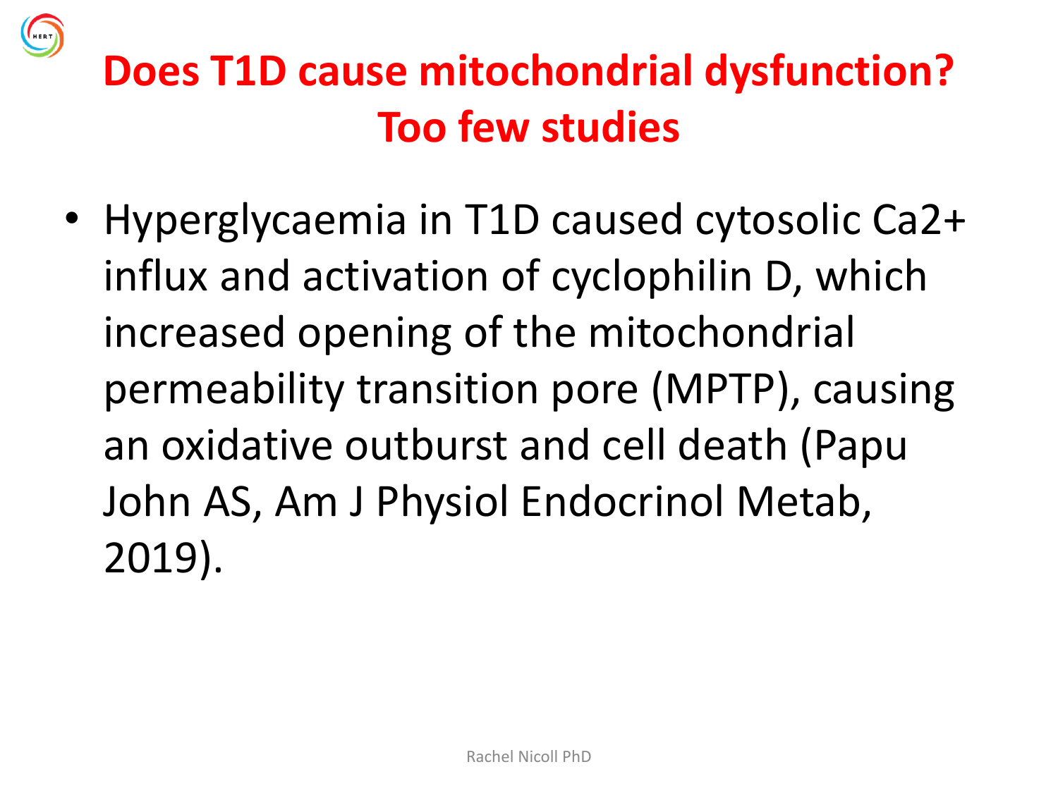# Does T1D cause mitochondrial dysfunction? Too few studies

- Hyperglycaemia in T1D caused cytosolic $Ca^{2+}$ influx and activation of cyclophilin D, which increased opening of the mitochondrial permeability transition pore (MPTP), causing an oxidative outburst and cell death (Papu John AS, Am J Physiol Endocrinol Metab, 2019).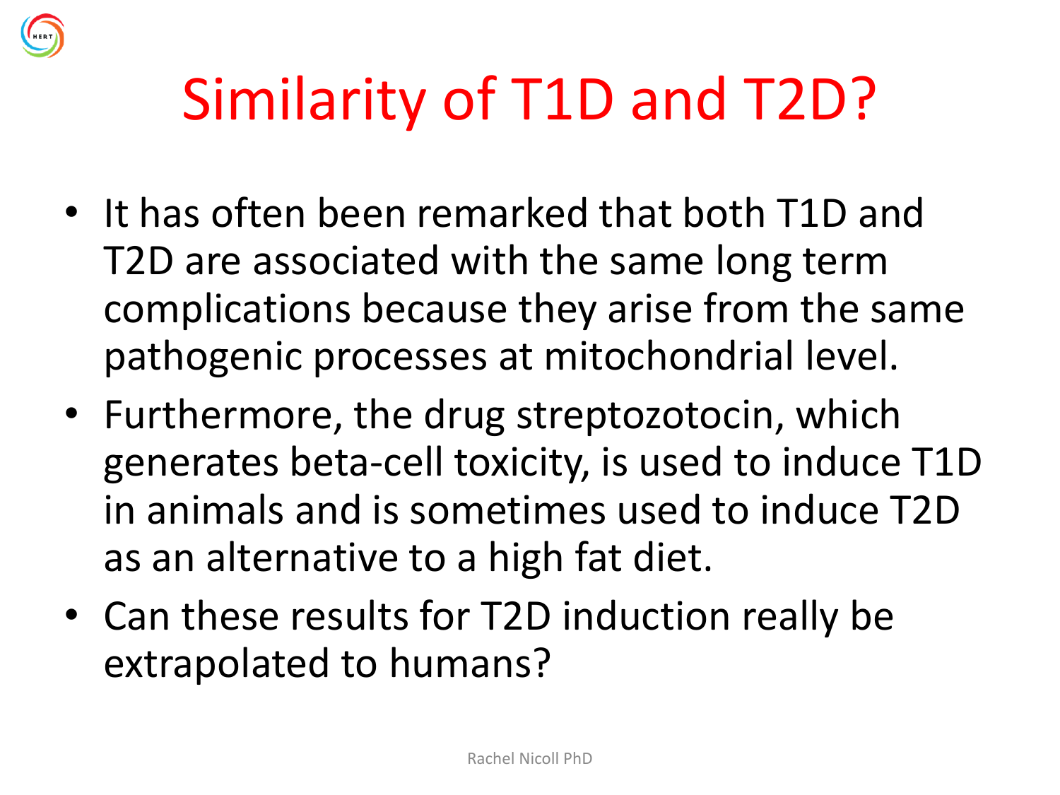# Similarity of T1D and T2D?

- It has often been remarked that both T1D and T2D are associated with the same long term complications because they arise from the same pathogenic processes at mitochondrial level.
- Furthermore, the drug streptozotocin, which generates beta-cell toxicity, is used to induce T1D in animals and is sometimes used to induce T2D as an alternative to a high fat diet.
- Can these results for T2D induction really be extrapolated to humans?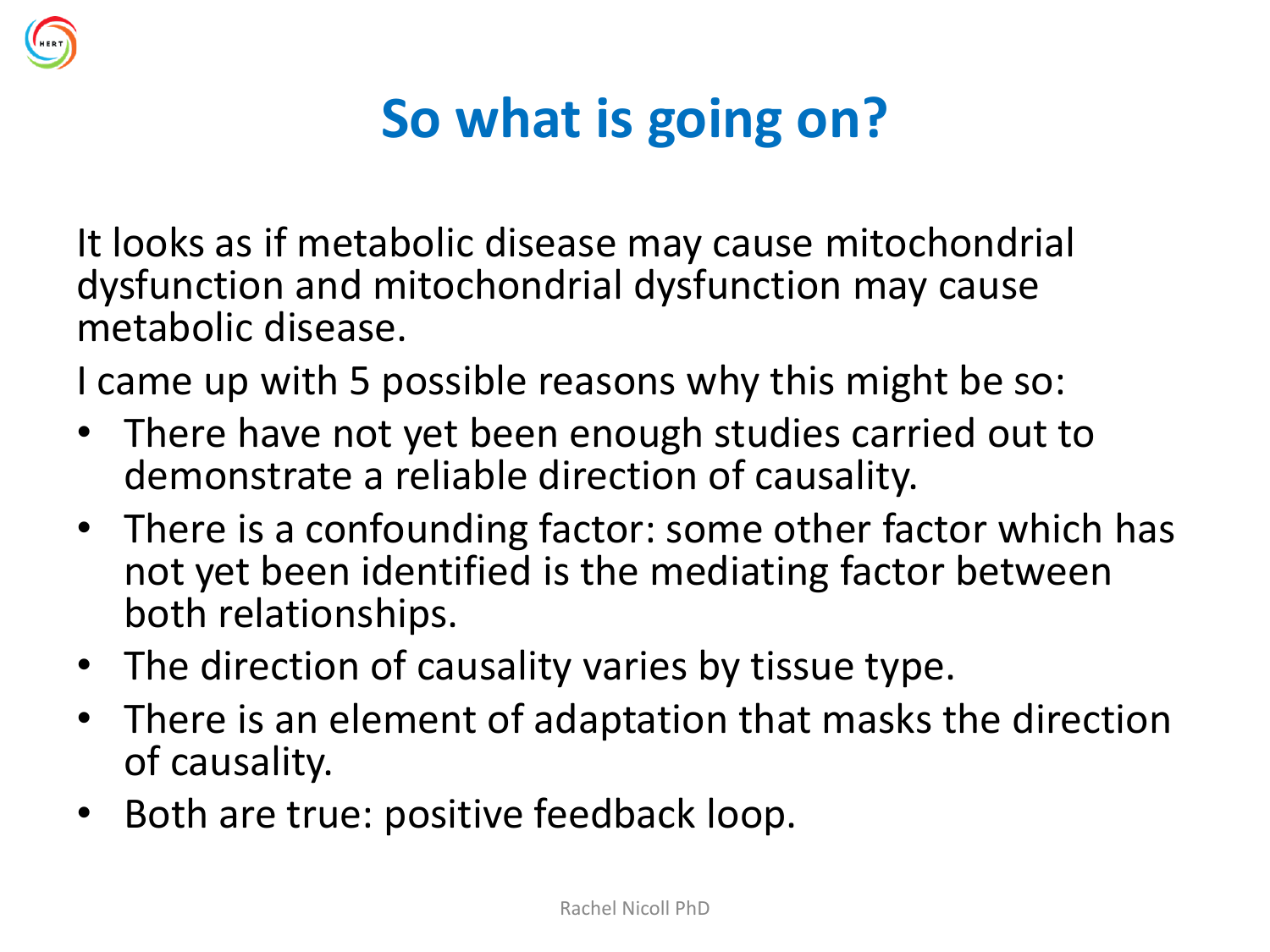# So what is going on?

It looks as if metabolic disease may cause mitochondrial dysfunction and mitochondrial dysfunction may cause metabolic disease.

I came up with 5 possible reasons why this might be so:

- There have not yet been enough studies carried out to demonstrate a reliable direction of causality.
- There is a confounding factor: some other factor which has not yet been identified is the mediating factor between both relationships.
- The direction of causality varies by tissue type.
- There is an element of adaptation that masks the direction of causality.
- Both are true: positive feedback loop.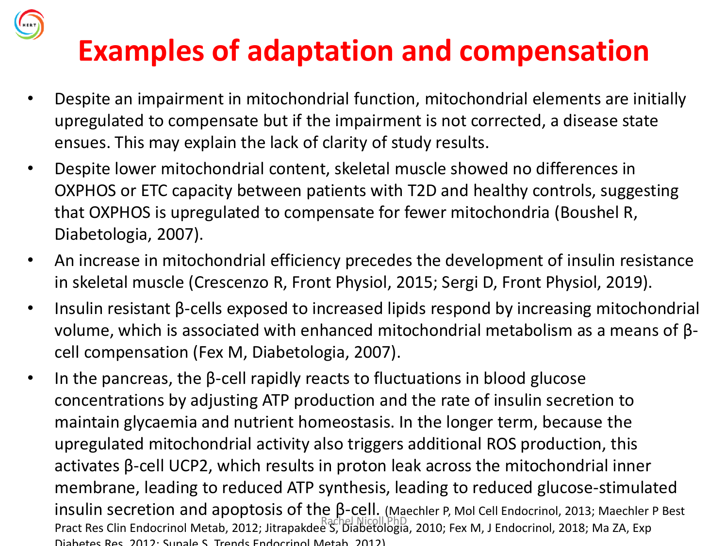# Examples of adaptation and compensation

- Despite an impairment in mitochondrial function, mitochondrial elements are initially upregulated to compensate but if the impairment is not corrected, a disease state ensues. This may explain the lack of clarity of study results.
- Despite lower mitochondrial content, skeletal muscle showed no differences in OXPHOS or ETC capacity between patients with T2D and healthy controls, suggesting that OXPHOS is upregulated to compensate for fewer mitochondria (Boushel R, Diabetologia, 2007).
- An increase in mitochondrial efficiency precedes the development of insulin resistance in skeletal muscle (Crescenzo R, Front Physiol, 2015; Sergi D, Front Physiol, 2019).
- Insulin resistant β-cells exposed to increased lipids respond by increasing mitochondrial volume, which is associated with enhanced mitochondrial metabolism as a means of β-cell compensation (Fex M, Diabetologia, 2007).
- In the pancreas, the β-cell rapidly reacts to fluctuations in blood glucose concentrations by adjusting ATP production and the rate of insulin secretion to maintain glycaemia and nutrient homeostasis. In the longer term, because the upregulated mitochondrial activity also triggers additional ROS production, this activates β-cell UCP2, which results in proton leak across the mitochondrial inner membrane, leading to reduced ATP synthesis, leading to reduced glucose-stimulated insulin secretion and apoptosis of the β-cell. (Maechler P, Mol Cell Endocrinol, 2013; Maechler P Best Pract Res Clin Endocrinol Metab, 2012; Jitrapakdee S, Diabetologia, 2010; Fex M, J Endocrinol, 2018; Ma ZA, Exp Diabetes Res, 2012; Supale S, Trends Endocrinol Metab, 2012)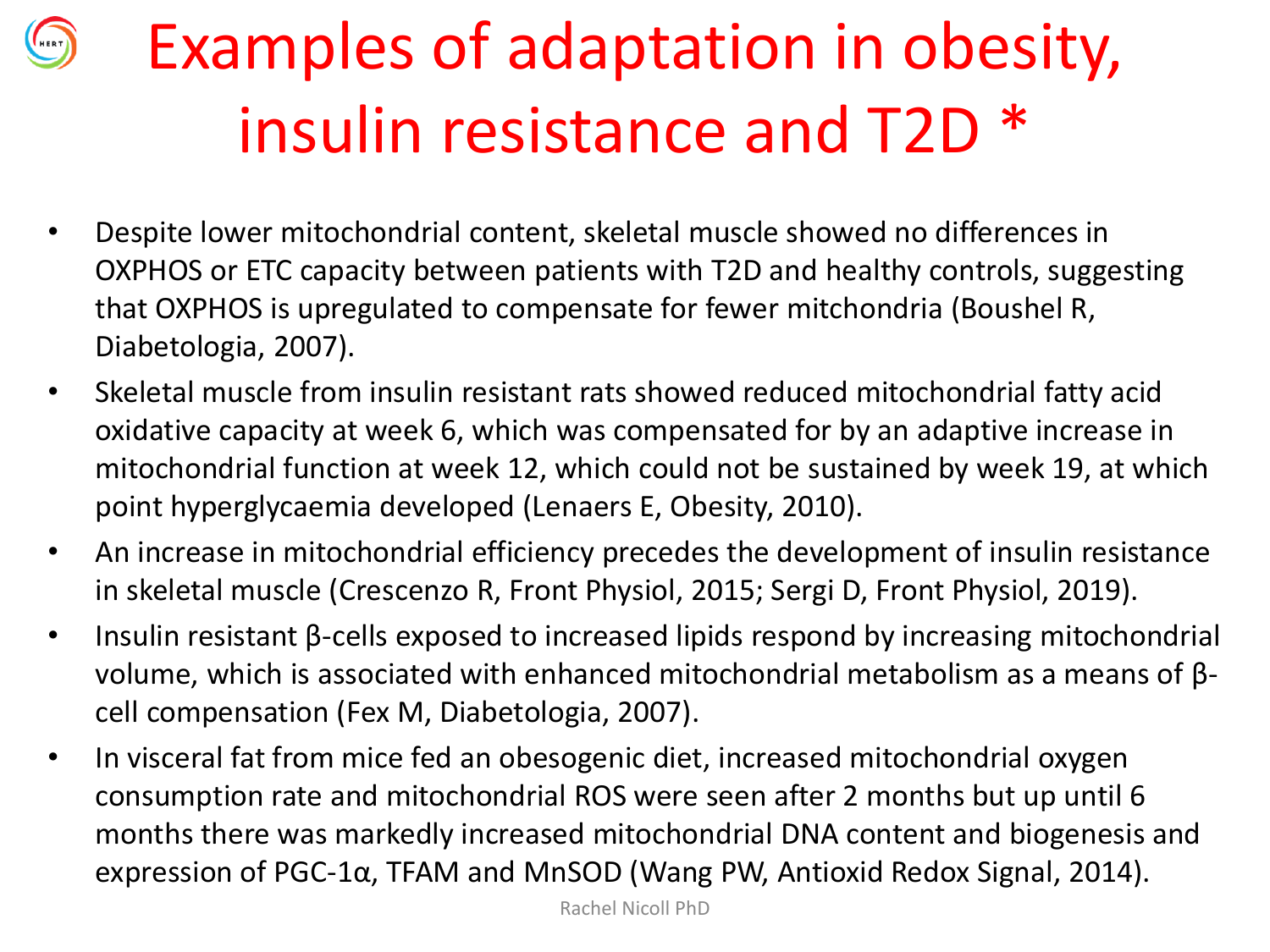# Examples of adaptation in obesity, insulin resistance and T2D *

- Despite lower mitochondrial content, skeletal muscle showed no differences in OXPHOS or ETC capacity between patients with T2D and healthy controls, suggesting that OXPHOS is upregulated to compensate for fewer mitochondria (Boushel R, Diabetologia, 2007).
- Skeletal muscle from insulin resistant rats showed reduced mitochondrial fatty acid oxidative capacity at week 6, which was compensated for by an adaptive increase in mitochondrial function at week 12, which could not be sustained by week 19, at which point hyperglycaemia developed (Lenaers E, Obesity, 2010).
- An increase in mitochondrial efficiency precedes the development of insulin resistance in skeletal muscle (Crescenzo R, Front Physiol, 2015; Sergi D, Front Physiol, 2019).
- Insulin resistant β-cells exposed to increased lipids respond by increasing mitochondrial volume, which is associated with enhanced mitochondrial metabolism as a means of β-cell compensation (Fex M, Diabetologia, 2007).
- In visceral fat from mice fed an obesogenic diet, increased mitochondrial oxygen consumption rate and mitochondrial ROS were seen after 2 months but up until 6 months there was markedly increased mitochondrial DNA content and biogenesis and expression of PGC-1α, TFAM and MnSOD (Wang PW, Antioxid Redox Signal, 2014).

Rachel Nicoll PhD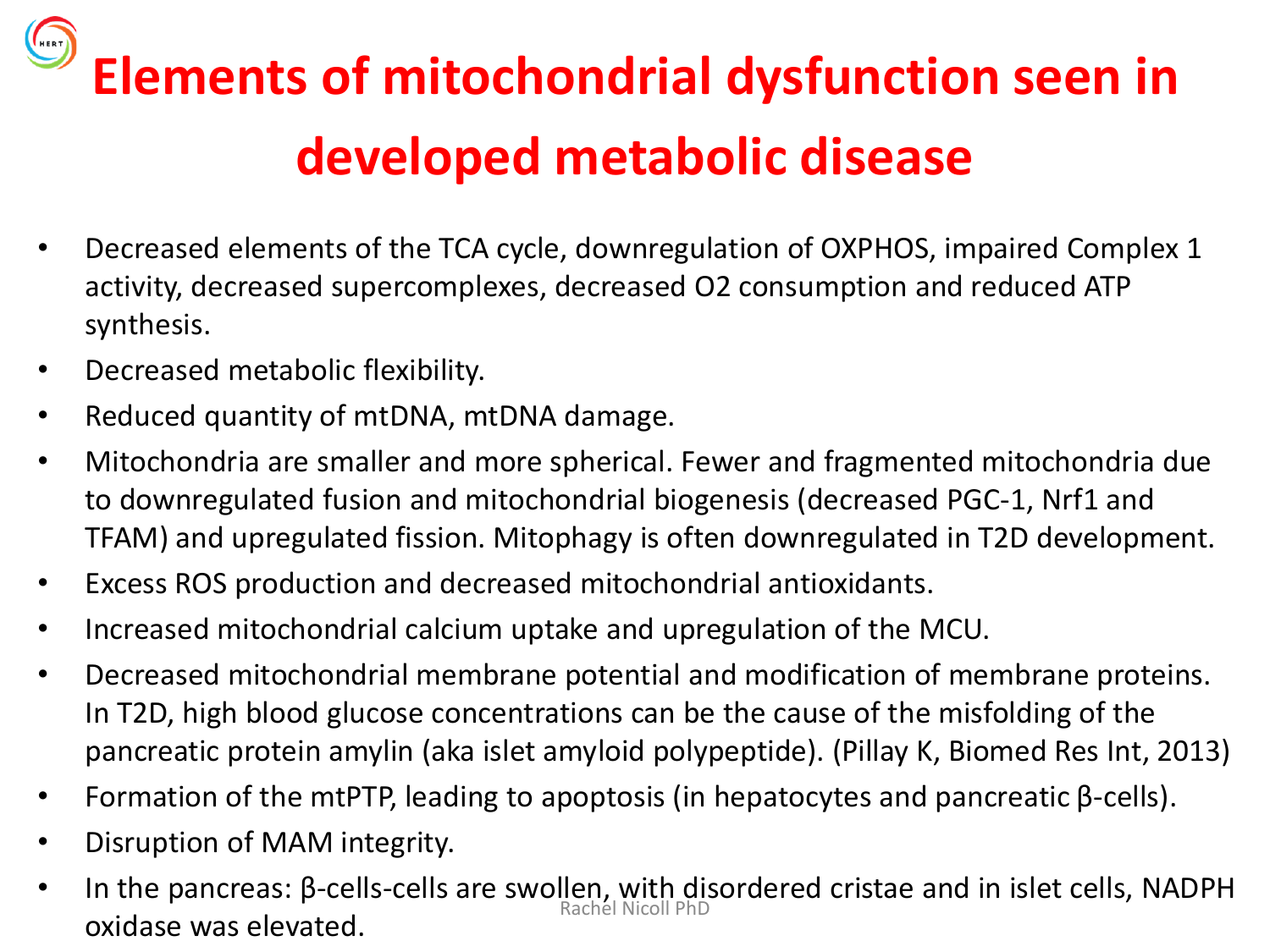# Elements of mitochondrial dysfunction seen in developed metabolic disease

- Decreased elements of the TCA cycle, downregulation of OXPHOS, impaired Complex 1 activity, decreased supercomplexes, decreased $O_2$ consumption and reduced ATP synthesis.
- Decreased metabolic flexibility.
- Reduced quantity of mtDNA, mtDNA damage.
- Mitochondria are smaller and more spherical. Fewer and fragmented mitochondria due to downregulated fusion and mitochondrial biogenesis (decreased PGC-1, Nrf1 and TFAM) and upregulated fission. Mitophagy is often downregulated in T2D development.
- Excess ROS production and decreased mitochondrial antioxidants.
- Increased mitochondrial calcium uptake and upregulation of the MCU.
- Decreased mitochondrial membrane potential and modification of membrane proteins. In T2D, high blood glucose concentrations can be the cause of the misfolding of the pancreatic protein amylin (aka islet amyloid polypeptide). (Pillay K, Biomed Res Int, 2013)
- Formation of the mtPTP, leading to apoptosis (in hepatocytes and pancreatic β-cells).
- Disruption of MAM integrity.
- In the pancreas: β-cells-cells are swollen, with disordered cristae and in islet cells, NADPH oxidase was elevated.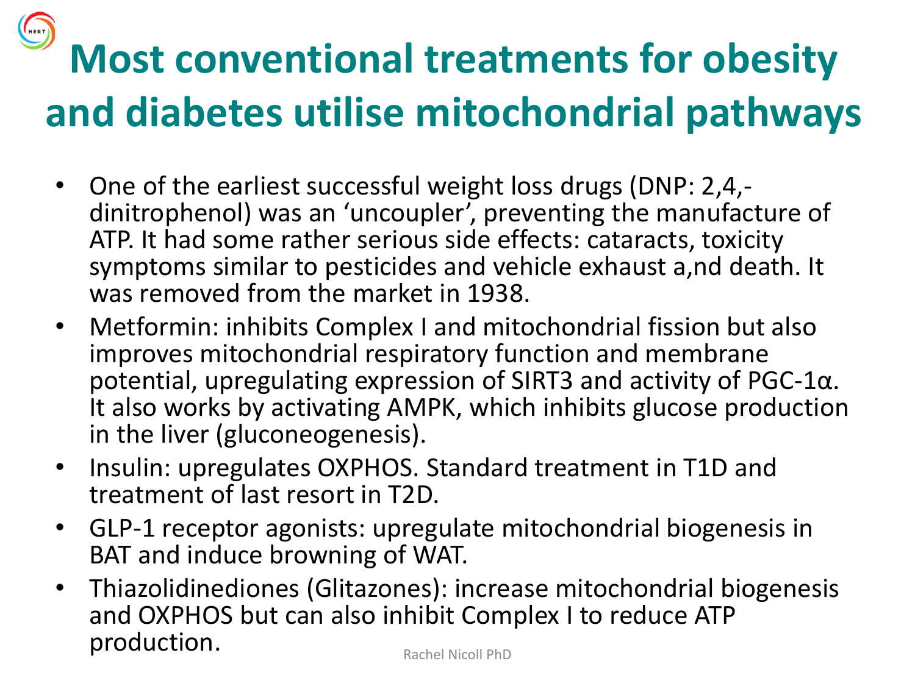# Most conventional treatments for obesity and diabetes utilise mitochondrial pathways

- One of the earliest successful weight loss drugs (DNP: 2,4,-dinitrophenol) was an 'uncoupler', preventing the manufacture of ATP. It had some rather serious side effects: cataracts, toxicity symptoms similar to pesticides and vehicle exhaust a,nd death. It was removed from the market in 1938.
- Metformin: inhibits Complex I and mitochondrial fission but also improves mitochondrial respiratory function and membrane potential, upregulating expression of SIRT3 and activity of PGC-1α. It also works by activating AMPK, which inhibits glucose production in the liver (gluconeogenesis).
- Insulin: upregulates OXPHOS. Standard treatment in T1D and treatment of last resort in T2D.
- GLP-1 receptor agonists: upregulate mitochondrial biogenesis in BAT and induce browning of WAT.
- Thiazolidinediones (Glitazones): increase mitochondrial biogenesis and OXPHOS but can also inhibit Complex I to reduce ATP production.

Rachel Nicoll PhD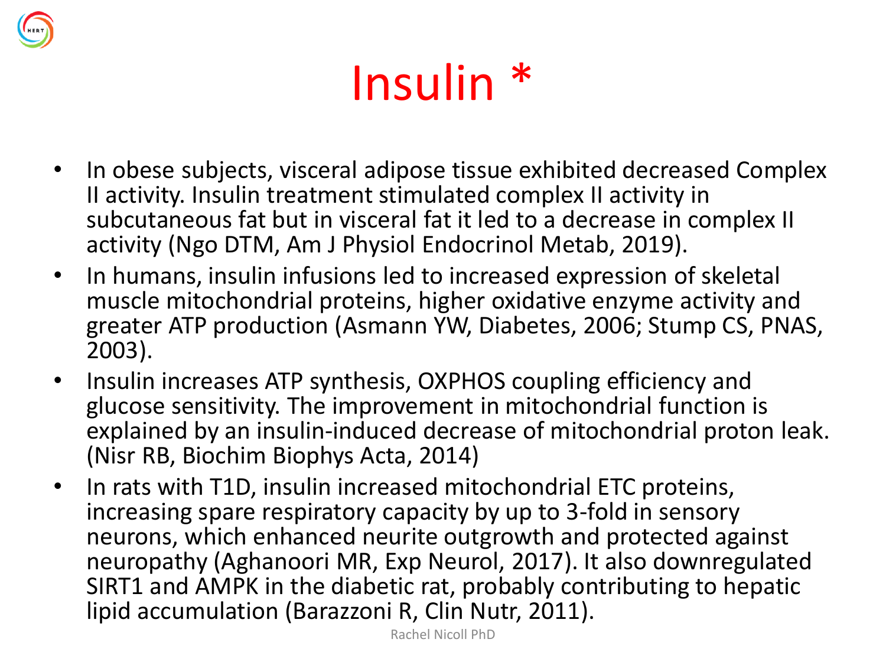# Insulin *

- In obese subjects, visceral adipose tissue exhibited decreased Complex II activity. Insulin treatment stimulated complex II activity in subcutaneous fat but in visceral fat it led to a decrease in complex II activity (Ngo DTM, Am J Physiol Endocrinol Metab, 2019).
- In humans, insulin infusions led to increased expression of skeletal muscle mitochondrial proteins, higher oxidative enzyme activity and greater ATP production (Asmann YW, Diabetes, 2006; Stump CS, PNAS, 2003).
- Insulin increases ATP synthesis, OXPHOS coupling efficiency and glucose sensitivity. The improvement in mitochondrial function is explained by an insulin-induced decrease of mitochondrial proton leak. (Nisr RB, Biochim Biophys Acta, 2014)
- In rats with T1D, insulin increased mitochondrial ETC proteins, increasing spare respiratory capacity by up to 3-fold in sensory neurons, which enhanced neurite outgrowth and protected against neuropathy (Aghanoori MR, Exp Neurol, 2017). It also downregulated SIRT1 and AMPK in the diabetic rat, probably contributing to hepatic lipid accumulation (Barazzoni R, Clin Nutr, 2011).

Rachel Nicoll PhD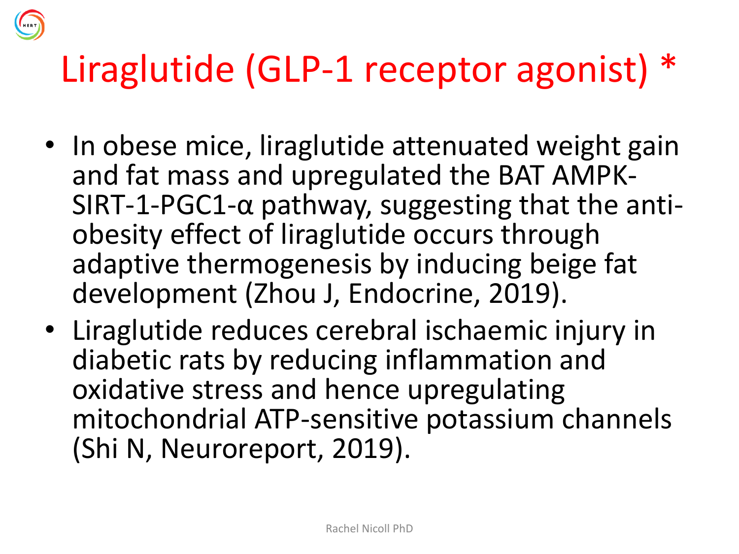# Liraglutide (GLP-1 receptor agonist) *

- In obese mice, liraglutide attenuated weight gain and fat mass and upregulated the BAT AMPK-SIRT-1-PGC1-α pathway, suggesting that the anti-obesity effect of liraglutide occurs through adaptive thermogenesis by inducing beige fat development (Zhou J, Endocrine, 2019).
- Liraglutide reduces cerebral ischaemic injury in diabetic rats by reducing inflammation and oxidative stress and hence upregulating mitochondrial ATP-sensitive potassium channels (Shi N, Neuroreport, 2019).

Rachel Nicoll PhD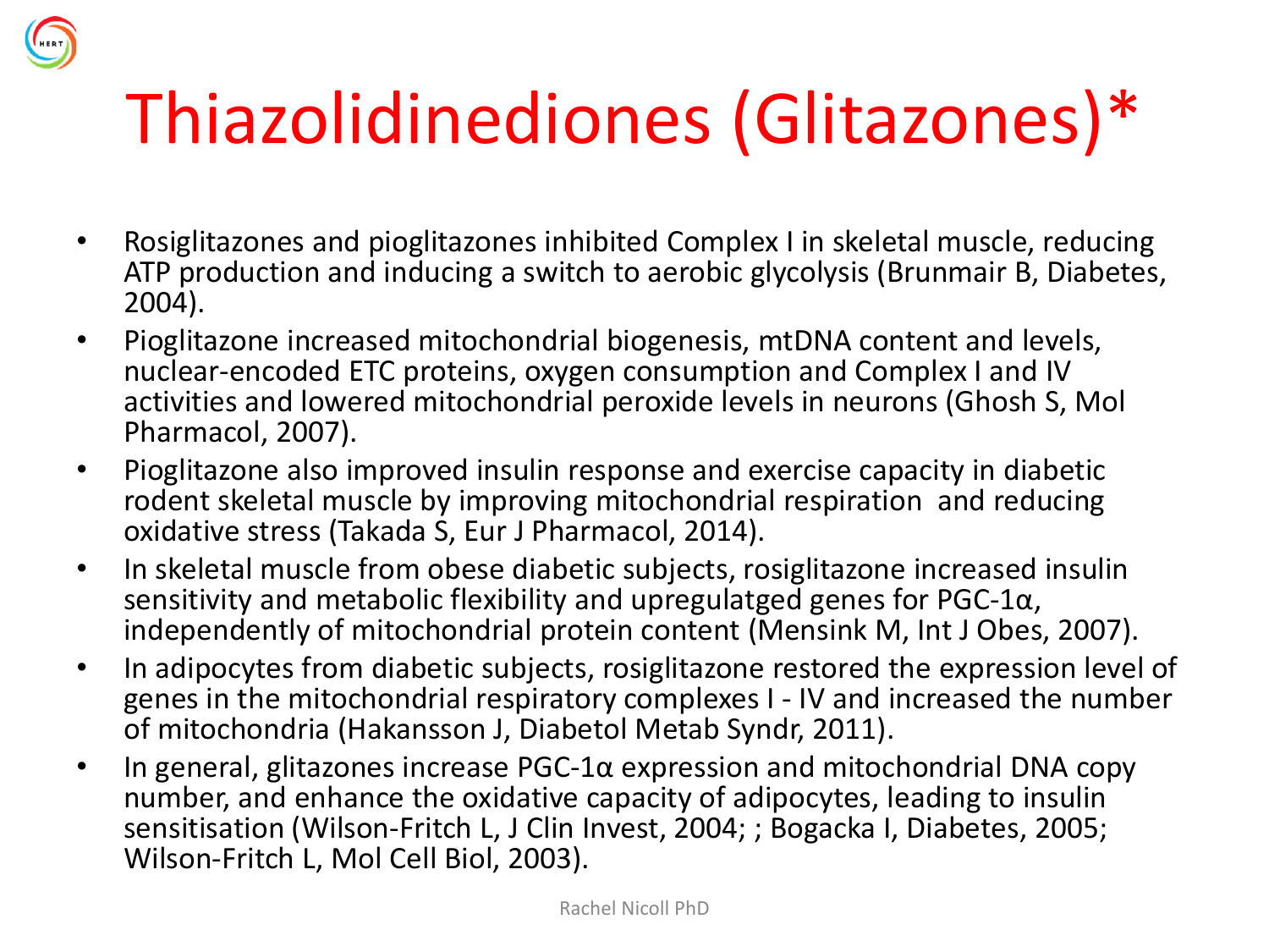# Thiazolidinediones (Glitazones)*

- Rosiglitazones and pioglitazones inhibited Complex I in skeletal muscle, reducing ATP production and inducing a switch to aerobic glycolysis (Brunmair B, Diabetes, 2004).
- Pioglitazone increased mitochondrial biogenesis, mtDNA content and levels, nuclear-encoded ETC proteins, oxygen consumption and Complex I and IV activities and lowered mitochondrial peroxide levels in neurons (Ghosh S, Mol Pharmacol, 2007).
- Pioglitazone also improved insulin response and exercise capacity in diabetic rodent skeletal muscle by improving mitochondrial respiration  and reducing oxidative stress (Takada S, Eur J Pharmacol, 2014).
- In skeletal muscle from obese diabetic subjects, rosiglitazone increased insulin sensitivity and metabolic flexibility and upregulatged genes for PGC-1α, independently of mitochondrial protein content (Mensink M, Int J Obes, 2007).
- In adipocytes from diabetic subjects, rosiglitazone restored the expression level of genes in the mitochondrial respiratory complexes I - IV and increased the number of mitochondria (Hakansson J, Diabetol Metab Syndr, 2011).
- In general, glitazones increase PGC-1α expression and mitochondrial DNA copy number, and enhance the oxidative capacity of adipocytes, leading to insulin sensitisation (Wilson-Fritch L, J Clin Invest, 2004; ; Bogacka I, Diabetes, 2005; Wilson-Fritch L, Mol Cell Biol, 2003).

Rachel Nicoll PhD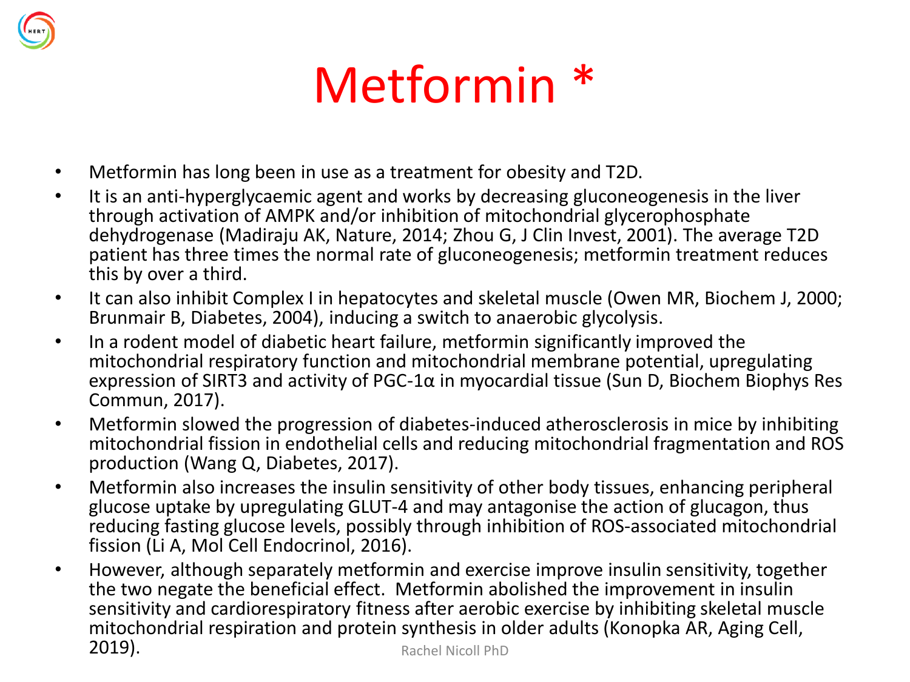# Metformin *

- Metformin has long been in use as a treatment for obesity and T2D.
- It is an anti-hyperglycaemic agent and works by decreasing gluconeogenesis in the liver through activation of AMPK and/or inhibition of mitochondrial glycerophosphate dehydrogenase (Madiraju AK, Nature, 2014; Zhou G, J Clin Invest, 2001). The average T2D patient has three times the normal rate of gluconeogenesis; metformin treatment reduces this by over a third.
- It can also inhibit Complex I in hepatocytes and skeletal muscle (Owen MR, Biochem J, 2000; Brunmair B, Diabetes, 2004), inducing a switch to anaerobic glycolysis.
- In a rodent model of diabetic heart failure, metformin significantly improved the mitochondrial respiratory function and mitochondrial membrane potential, upregulating expression of SIRT3 and activity of PGC-1α in myocardial tissue (Sun D, Biochem Biophys Res Commun, 2017).
- Metformin slowed the progression of diabetes-induced atherosclerosis in mice by inhibiting mitochondrial fission in endothelial cells and reducing mitochondrial fragmentation and ROS production (Wang Q, Diabetes, 2017).
- Metformin also increases the insulin sensitivity of other body tissues, enhancing peripheral glucose uptake by upregulating GLUT-4 and may antagonise the action of glucagon, thus reducing fasting glucose levels, possibly through inhibition of ROS-associated mitochondrial fission (Li A, Mol Cell Endocrinol, 2016).
- However, although separately metformin and exercise improve insulin sensitivity, together the two negate the beneficial effect. Metformin abolished the improvement in insulin sensitivity and cardiorespiratory fitness after aerobic exercise by inhibiting skeletal muscle mitochondrial respiration and protein synthesis in older adults (Konopka AR, Aging Cell, 2019).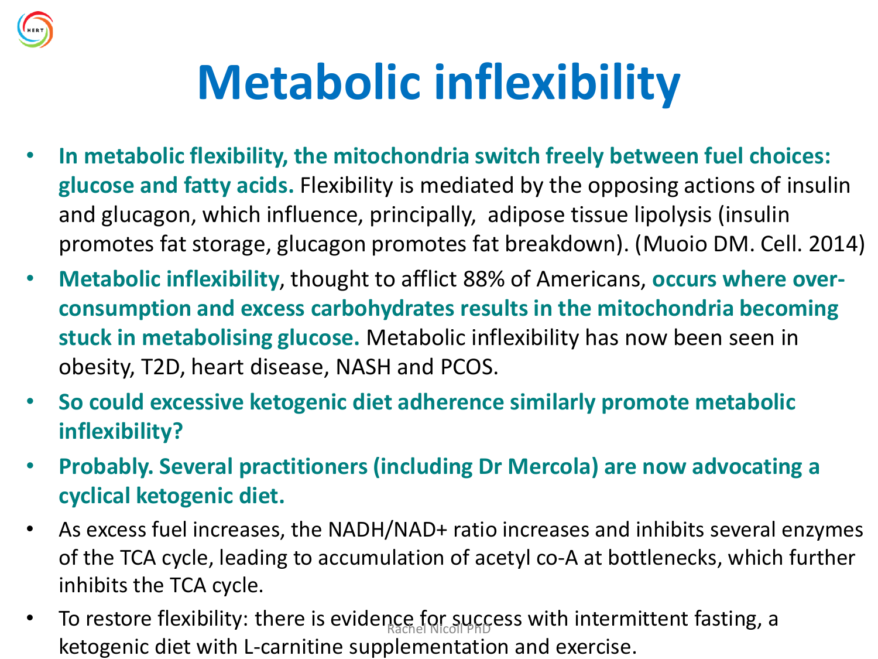# Metabolic inflexibility

- **In metabolic flexibility, the mitochondria switch freely between fuel choices: glucose and fatty acids.** Flexibility is mediated by the opposing actions of insulin and glucagon, which influence, principally, adipose tissue lipolysis (insulin promotes fat storage, glucagon promotes fat breakdown). (Muoio DM. Cell. 2014)
- **Metabolic inflexibility**, thought to afflict 88% of Americans, **occurs where over-consumption and excess carbohydrates results in the mitochondria becoming stuck in metabolising glucose.** Metabolic inflexibility has now been seen in obesity, T2D, heart disease, NASH and PCOS.
- **So could excessive ketogenic diet adherence similarly promote metabolic inflexibility?**
- **Probably. Several practitioners (including Dr Mercola) are now advocating a cyclical ketogenic diet.**
- As excess fuel increases, the NADH/NAD+ ratio increases and inhibits several enzymes of the TCA cycle, leading to accumulation of acetyl co-A at bottlenecks, which further inhibits the TCA cycle.
- To restore flexibility: there is evidence for success with intermittent fasting, a ketogenic diet with L-carnitine supplementation and exercise.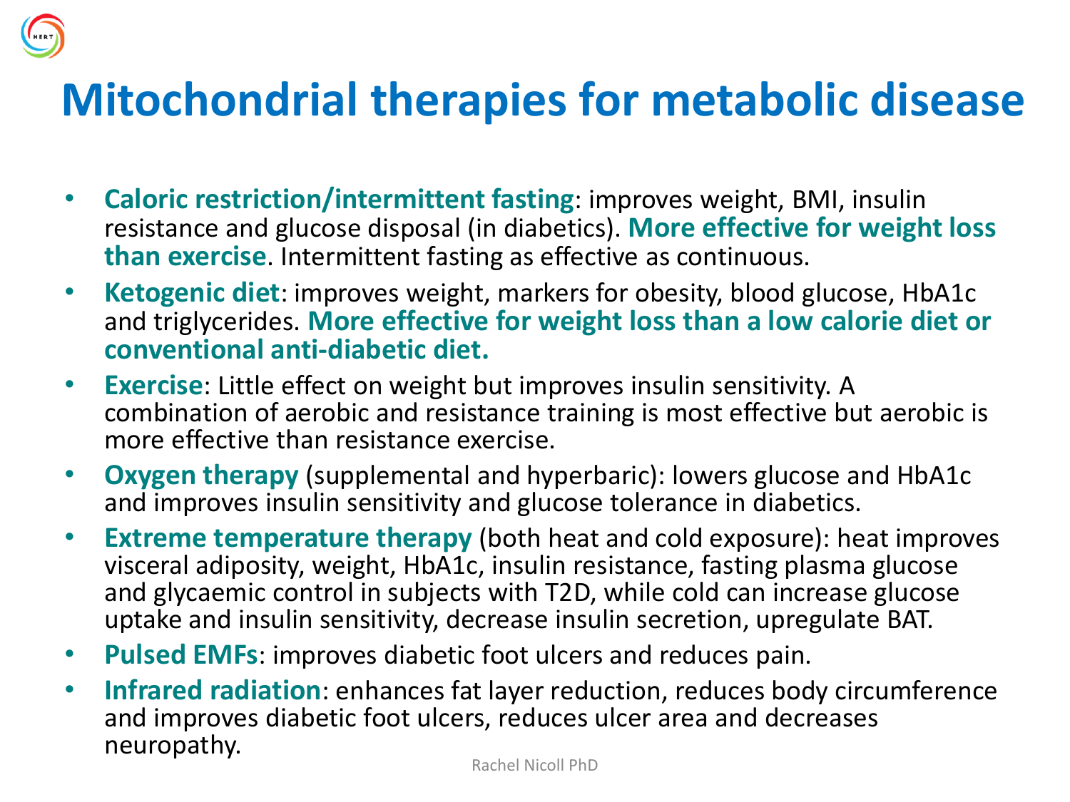# Mitochondrial therapies for metabolic disease

- **Caloric restriction/intermittent fasting**: improves weight, BMI, insulin resistance and glucose disposal (in diabetics). **More effective for weight loss than exercise**. Intermittent fasting as effective as continuous.
- **Ketogenic diet**: improves weight, markers for obesity, blood glucose, HbA1c and triglycerides. **More effective for weight loss than a low calorie diet or conventional anti-diabetic diet.**
- **Exercise**: Little effect on weight but improves insulin sensitivity. A combination of aerobic and resistance training is most effective but aerobic is more effective than resistance exercise.
- **Oxygen therapy** (supplemental and hyperbaric): lowers glucose and HbA1c and improves insulin sensitivity and glucose tolerance in diabetics.
- **Extreme temperature therapy** (both heat and cold exposure): heat improves visceral adiposity, weight, HbA1c, insulin resistance, fasting plasma glucose and glycaemic control in subjects with T2D, while cold can increase glucose uptake and insulin sensitivity, decrease insulin secretion, upregulate BAT.
- **Pulsed EMFs**: improves diabetic foot ulcers and reduces pain.
- **Infrared radiation**: enhances fat layer reduction, reduces body circumference and improves diabetic foot ulcers, reduces ulcer area and decreases neuropathy.

Rachel Nicoll PhD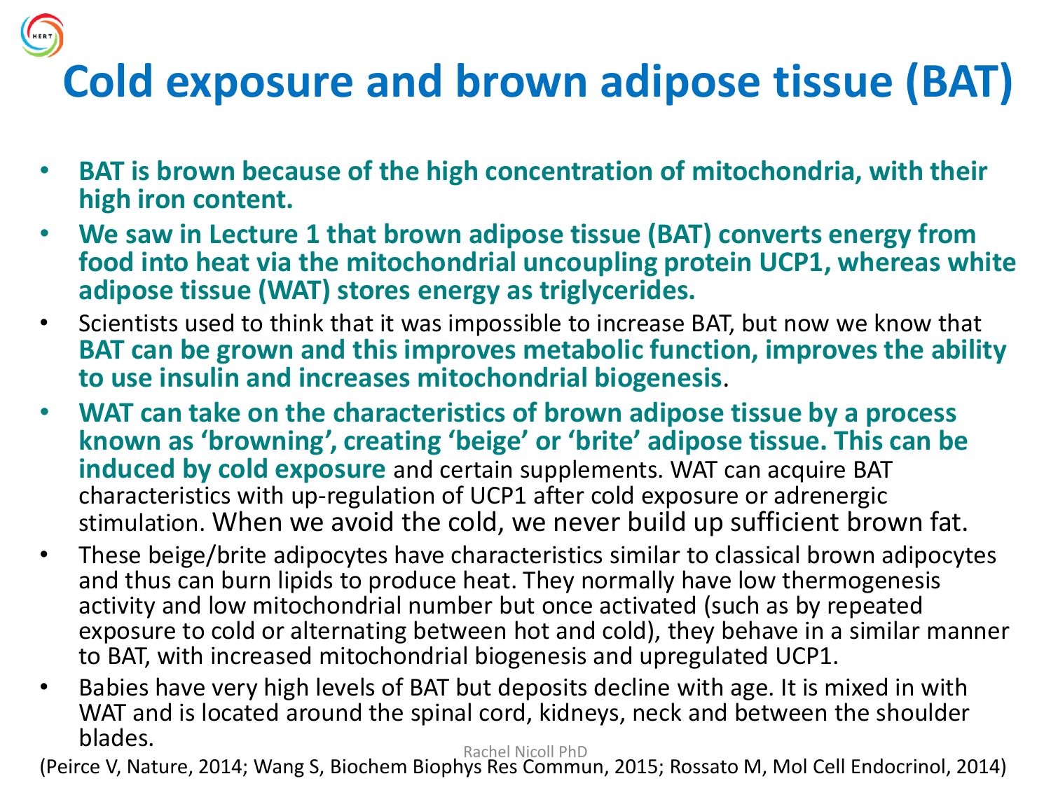# Cold exposure and brown adipose tissue (BAT)

- **BAT is brown because of the high concentration of mitochondria, with their high iron content.**
- **We saw in Lecture 1 that brown adipose tissue (BAT) converts energy from food into heat via the mitochondrial uncoupling protein UCP1, whereas white adipose tissue (WAT) stores energy as triglycerides.**
- Scientists used to think that it was impossible to increase BAT, but now we know that **BAT can be grown and this improves metabolic function, improves the ability to use insulin and increases mitochondrial biogenesis**.
- **WAT can take on the characteristics of brown adipose tissue by a process known as 'browning', creating 'beige' or 'brite' adipose tissue. This can be induced by cold exposure** and certain supplements. WAT can acquire BAT characteristics with up-regulation of UCP1 after cold exposure or adrenergic stimulation. When we avoid the cold, we never build up sufficient brown fat.
- These beige/brite adipocytes have characteristics similar to classical brown adipocytes and thus can burn lipids to produce heat. They normally have low thermogenesis activity and low mitochondrial number but once activated (such as by repeated exposure to cold or alternating between hot and cold), they behave in a similar manner to BAT, with increased mitochondrial biogenesis and upregulated UCP1.
- Babies have very high levels of BAT but deposits decline with age. It is mixed in with WAT and is located around the spinal cord, kidneys, neck and between the shoulder blades.

(Peirce V, Nature, 2014; Wang S, Biochem Biophys Res Commun, 2015; Rossato M, Mol Cell Endocrinol, 2014)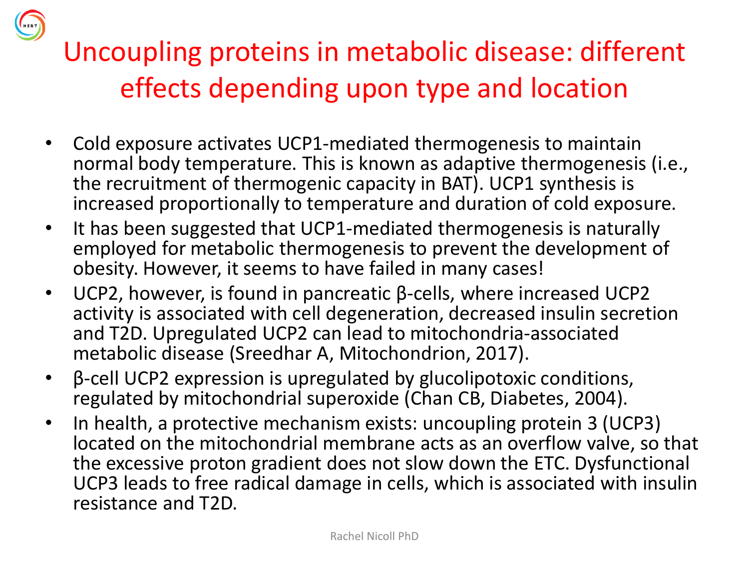# Uncoupling proteins in metabolic disease: different effects depending upon type and location

- Cold exposure activates UCP1-mediated thermogenesis to maintain normal body temperature. This is known as adaptive thermogenesis (i.e., the recruitment of thermogenic capacity in BAT). UCP1 synthesis is increased proportionally to temperature and duration of cold exposure.
- It has been suggested that UCP1-mediated thermogenesis is naturally employed for metabolic thermogenesis to prevent the development of obesity. However, it seems to have failed in many cases!
- UCP2, however, is found in pancreatic β-cells, where increased UCP2 activity is associated with cell degeneration, decreased insulin secretion and T2D. Upregulated UCP2 can lead to mitochondria-associated metabolic disease (Sreedhar A, Mitochondrion, 2017).
- β-cell UCP2 expression is upregulated by glucolipotoxic conditions, regulated by mitochondrial superoxide (Chan CB, Diabetes, 2004).
- In health, a protective mechanism exists: uncoupling protein 3 (UCP3) located on the mitochondrial membrane acts as an overflow valve, so that the excessive proton gradient does not slow down the ETC. Dysfunctional UCP3 leads to free radical damage in cells, which is associated with insulin resistance and T2D.

Rachel Nicoll PhD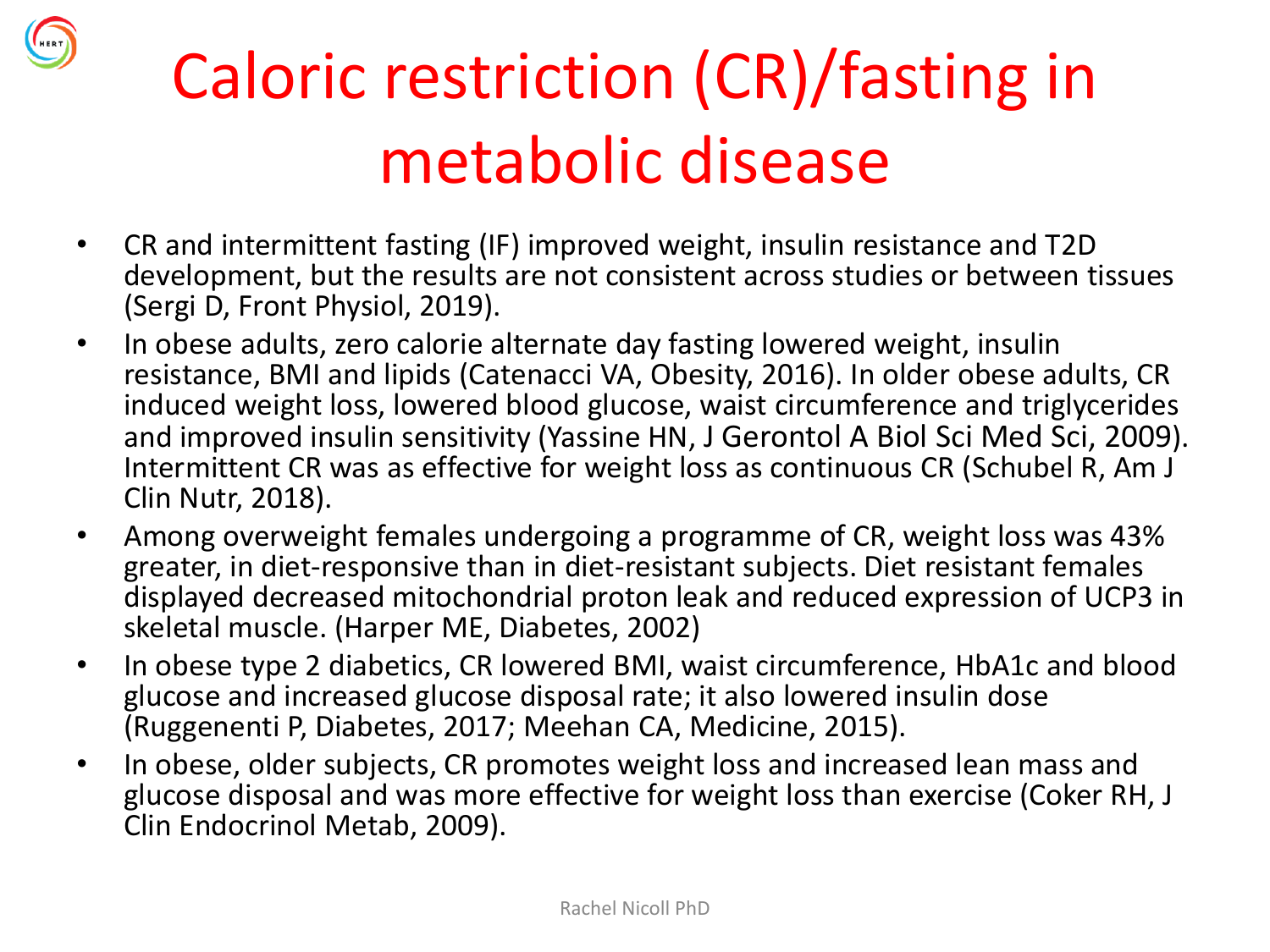# Caloric restriction (CR)/fasting in metabolic disease

- CR and intermittent fasting (IF) improved weight, insulin resistance and T2D development, but the results are not consistent across studies or between tissues (Sergi D, Front Physiol, 2019).
- In obese adults, zero calorie alternate day fasting lowered weight, insulin resistance, BMI and lipids (Catenacci VA, Obesity, 2016). In older obese adults, CR induced weight loss, lowered blood glucose, waist circumference and triglycerides and improved insulin sensitivity (Yassine HN, J Gerontol A Biol Sci Med Sci, 2009). Intermittent CR was as effective for weight loss as continuous CR (Schubel R, Am J Clin Nutr, 2018).
- Among overweight females undergoing a programme of CR, weight loss was 43% greater, in diet-responsive than in diet-resistant subjects. Diet resistant females displayed decreased mitochondrial proton leak and reduced expression of UCP3 in skeletal muscle. (Harper ME, Diabetes, 2002)
- In obese type 2 diabetics, CR lowered BMI, waist circumference, HbA1c and blood glucose and increased glucose disposal rate; it also lowered insulin dose (Ruggenenti P, Diabetes, 2017; Meehan CA, Medicine, 2015).
- In obese, older subjects, CR promotes weight loss and increased lean mass and glucose disposal and was more effective for weight loss than exercise (Coker RH, J Clin Endocrinol Metab, 2009).

Rachel Nicoll PhD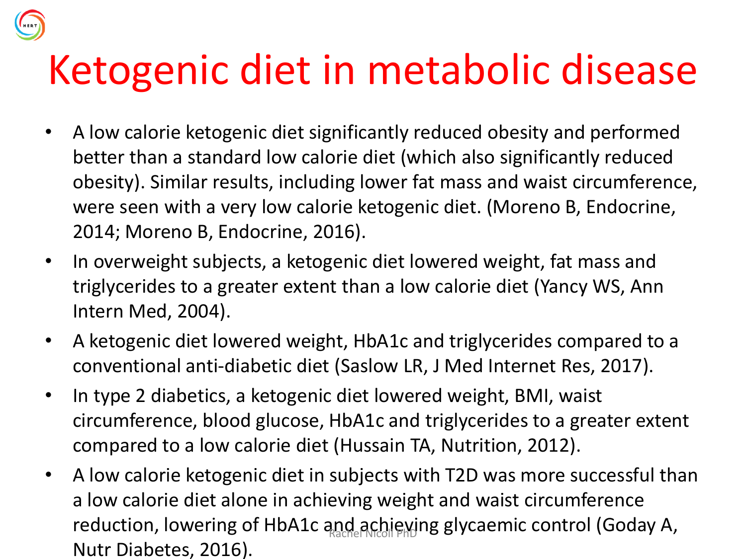# Ketogenic diet in metabolic disease

- A low calorie ketogenic diet significantly reduced obesity and performed better than a standard low calorie diet (which also significantly reduced obesity). Similar results, including lower fat mass and waist circumference, were seen with a very low calorie ketogenic diet. (Moreno B, Endocrine, 2014; Moreno B, Endocrine, 2016).
- In overweight subjects, a ketogenic diet lowered weight, fat mass and triglycerides to a greater extent than a low calorie diet (Yancy WS, Ann Intern Med, 2004).
- A ketogenic diet lowered weight, HbA1c and triglycerides compared to a conventional anti-diabetic diet (Saslow LR, J Med Internet Res, 2017).
- In type 2 diabetics, a ketogenic diet lowered weight, BMI, waist circumference, blood glucose, HbA1c and triglycerides to a greater extent compared to a low calorie diet (Hussain TA, Nutrition, 2012).
- A low calorie ketogenic diet in subjects with T2D was more successful than a low calorie diet alone in achieving weight and waist circumference reduction, lowering of HbA1c and achieving glycaemic control (Goday A, Nutr Diabetes, 2016).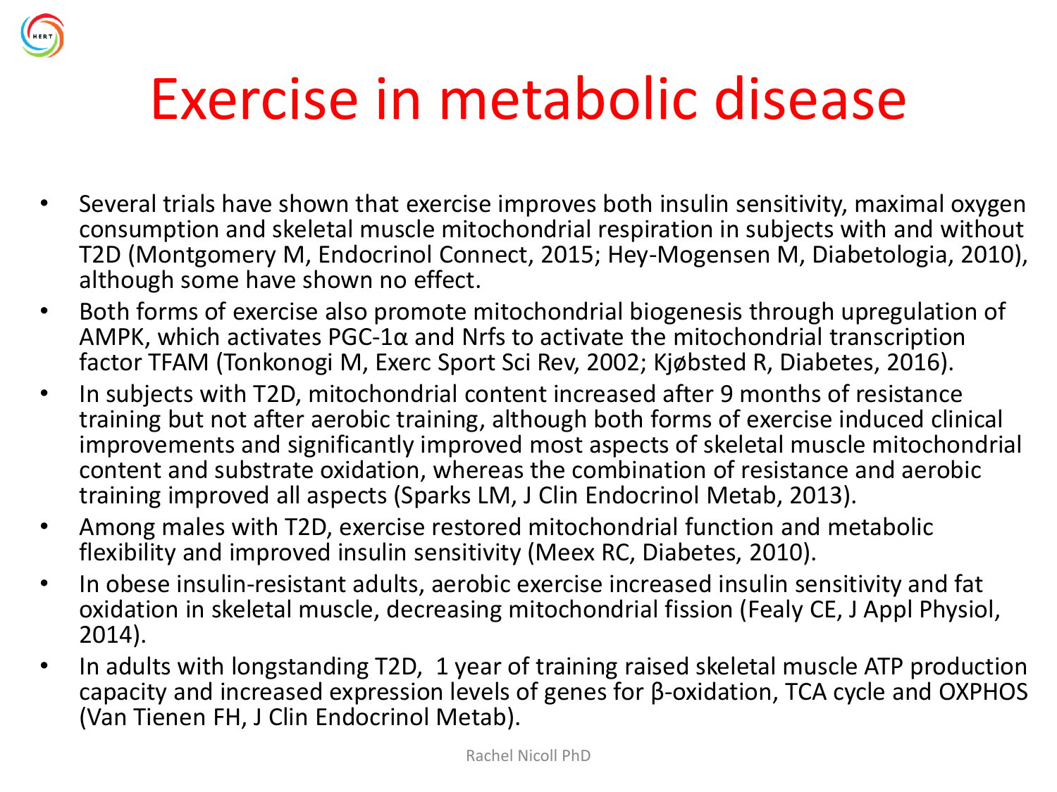# Exercise in metabolic disease

- Several trials have shown that exercise improves both insulin sensitivity, maximal oxygen consumption and skeletal muscle mitochondrial respiration in subjects with and without T2D (Montgomery M, Endocrinol Connect, 2015; Hey-Mogensen M, Diabetologia, 2010), although some have shown no effect.
- Both forms of exercise also promote mitochondrial biogenesis through upregulation of AMPK, which activates PGC-1α and Nrfs to activate the mitochondrial transcription factor TFAM (Tonkonogi M, Exerc Sport Sci Rev, 2002; Kjøbsted R, Diabetes, 2016).
- In subjects with T2D, mitochondrial content increased after 9 months of resistance training but not after aerobic training, although both forms of exercise induced clinical improvements and significantly improved most aspects of skeletal muscle mitochondrial content and substrate oxidation, whereas the combination of resistance and aerobic training improved all aspects (Sparks LM, J Clin Endocrinol Metab, 2013).
- Among males with T2D, exercise restored mitochondrial function and metabolic flexibility and improved insulin sensitivity (Meex RC, Diabetes, 2010).
- In obese insulin-resistant adults, aerobic exercise increased insulin sensitivity and fat oxidation in skeletal muscle, decreasing mitochondrial fission (Fealy CE, J Appl Physiol, 2014).
- In adults with longstanding T2D, 1 year of training raised skeletal muscle ATP production capacity and increased expression levels of genes for β-oxidation, TCA cycle and OXPHOS (Van Tienen FH, J Clin Endocrinol Metab).

Rachel Nicoll PhD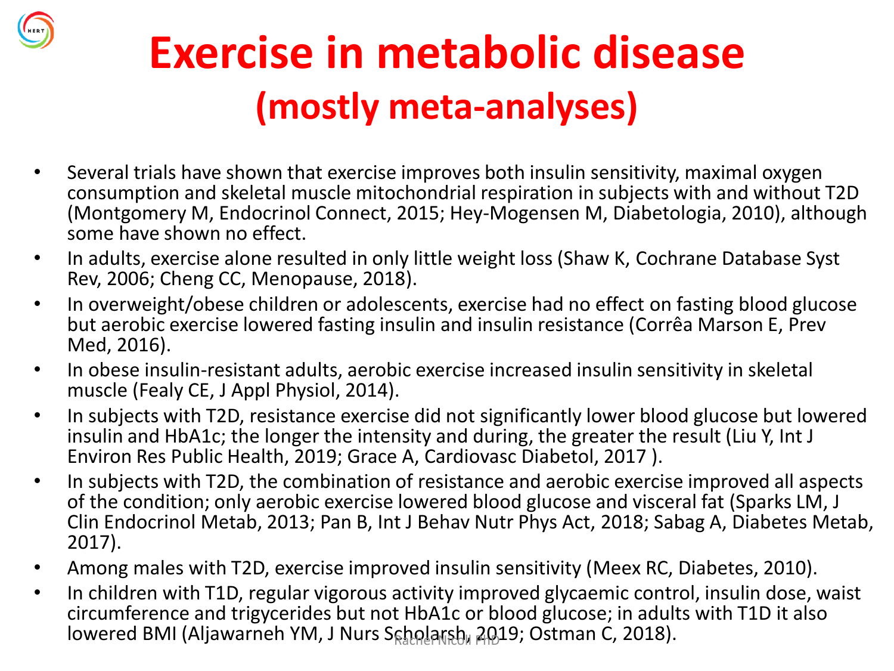# Exercise in metabolic disease

## (mostly meta-analyses)

- Several trials have shown that exercise improves both insulin sensitivity, maximal oxygen consumption and skeletal muscle mitochondrial respiration in subjects with and without T2D (Montgomery M, Endocrinol Connect, 2015; Hey-Mogensen M, Diabetologia, 2010), although some have shown no effect.
- In adults, exercise alone resulted in only little weight loss (Shaw K, Cochrane Database Syst Rev, 2006; Cheng CC, Menopause, 2018).
- In overweight/obese children or adolescents, exercise had no effect on fasting blood glucose but aerobic exercise lowered fasting insulin and insulin resistance (Corrêa Marson E, Prev Med, 2016).
- In obese insulin-resistant adults, aerobic exercise increased insulin sensitivity in skeletal muscle (Fealy CE, J Appl Physiol, 2014).
- In subjects with T2D, resistance exercise did not significantly lower blood glucose but lowered insulin and HbA1c; the longer the intensity and during, the greater the result (Liu Y, Int J Environ Res Public Health, 2019; Grace A, Cardiovasc Diabetol, 2017 ).
- In subjects with T2D, the combination of resistance and aerobic exercise improved all aspects of the condition; only aerobic exercise lowered blood glucose and visceral fat (Sparks LM, J Clin Endocrinol Metab, 2013; Pan B, Int J Behav Nutr Phys Act, 2018; Sabag A, Diabetes Metab, 2017).
- Among males with T2D, exercise improved insulin sensitivity (Meex RC, Diabetes, 2010).
- In children with T1D, regular vigorous activity improved glycaemic control, insulin dose, waist circumference and trigycerides but not HbA1c or blood glucose; in adults with T1D it also lowered BMI (Aljawarneh YM, J Nurs Scholarsh, 2019; Ostman C, 2018).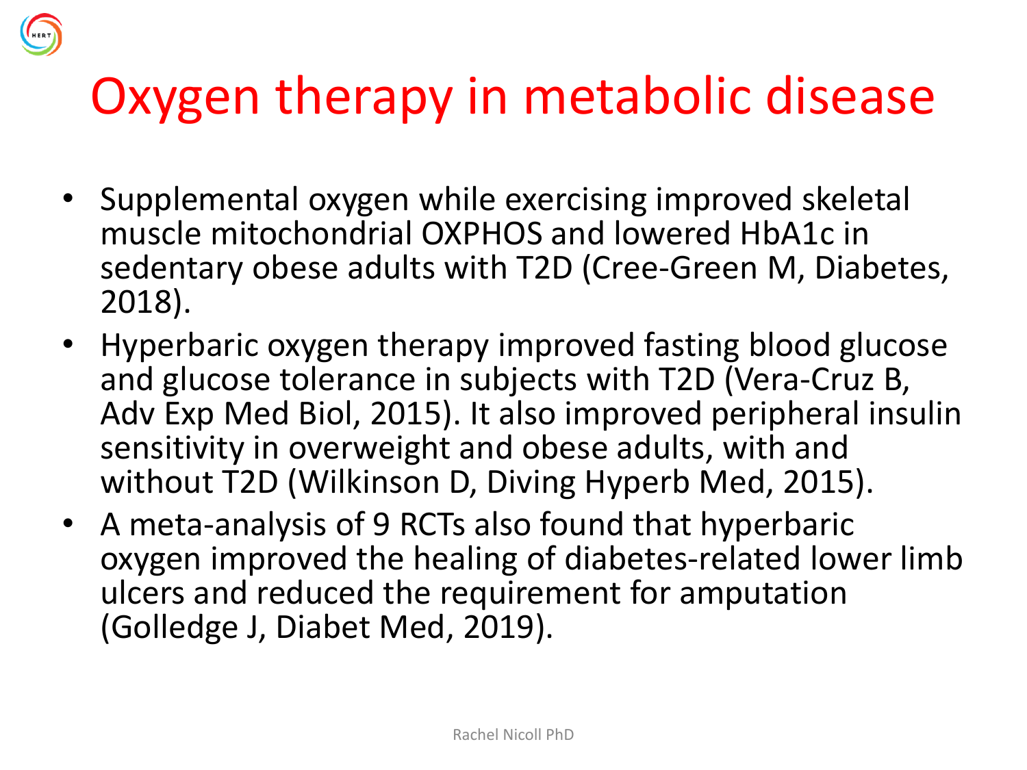# Oxygen therapy in metabolic disease

- Supplemental oxygen while exercising improved skeletal muscle mitochondrial OXPHOS and lowered HbA1c in sedentary obese adults with T2D (Cree-Green M, Diabetes, 2018).
- Hyperbaric oxygen therapy improved fasting blood glucose and glucose tolerance in subjects with T2D (Vera-Cruz B, Adv Exp Med Biol, 2015). It also improved peripheral insulin sensitivity in overweight and obese adults, with and without T2D (Wilkinson D, Diving Hyperb Med, 2015).
- A meta-analysis of 9 RCTs also found that hyperbaric oxygen improved the healing of diabetes-related lower limb ulcers and reduced the requirement for amputation (Golledge J, Diabet Med, 2019).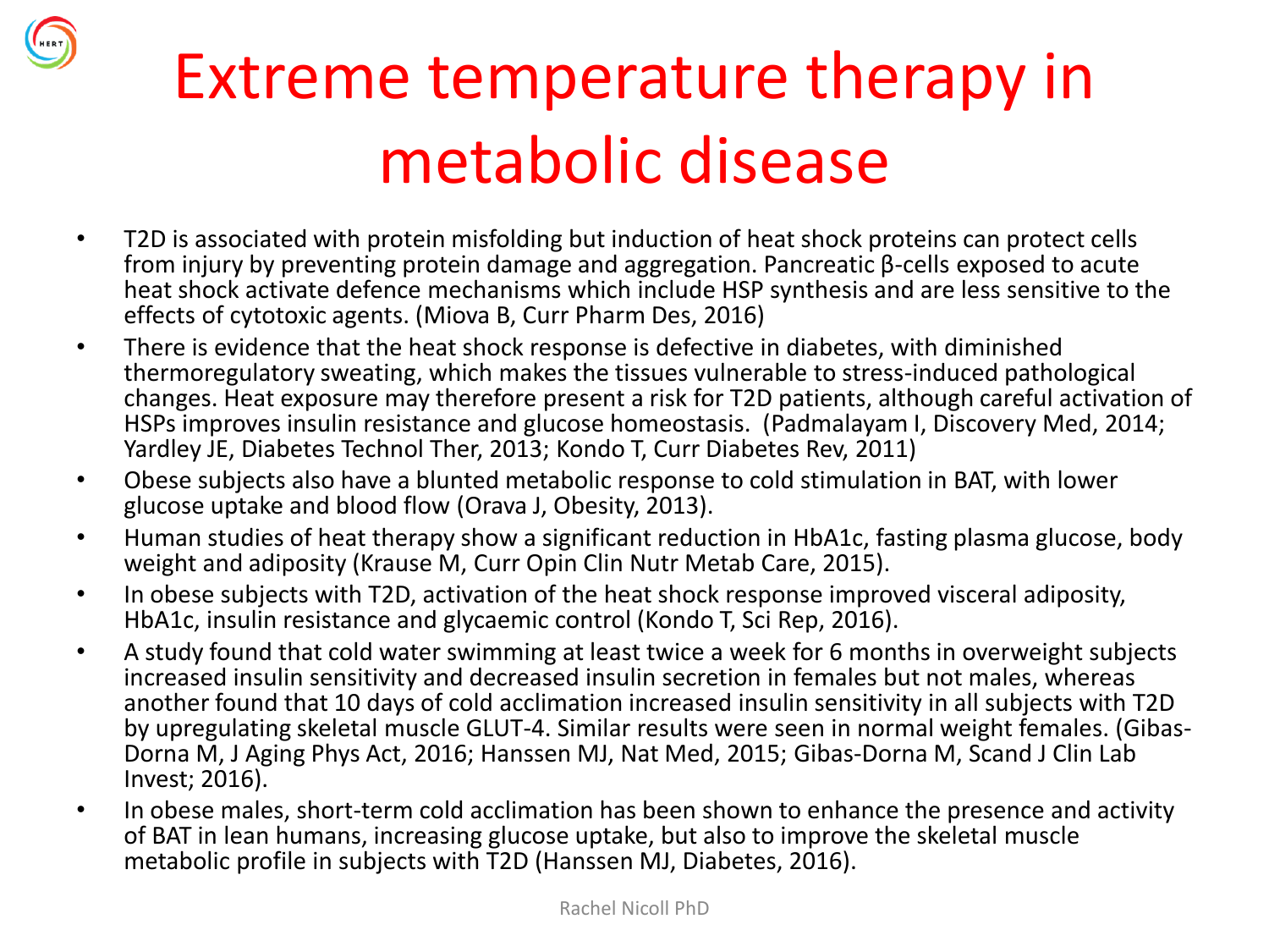# Extreme temperature therapy in metabolic disease

- T2D is associated with protein misfolding but induction of heat shock proteins can protect cells from injury by preventing protein damage and aggregation. Pancreatic β-cells exposed to acute heat shock activate defence mechanisms which include HSP synthesis and are less sensitive to the effects of cytotoxic agents. (Miova B, Curr Pharm Des, 2016)
- There is evidence that the heat shock response is defective in diabetes, with diminished thermoregulatory sweating, which makes the tissues vulnerable to stress-induced pathological changes. Heat exposure may therefore present a risk for T2D patients, although careful activation of HSPs improves insulin resistance and glucose homeostasis. (Padmalayam I, Discovery Med, 2014; Yardley JE, Diabetes Technol Ther, 2013; Kondo T, Curr Diabetes Rev, 2011)
- Obese subjects also have a blunted metabolic response to cold stimulation in BAT, with lower glucose uptake and blood flow (Orava J, Obesity, 2013).
- Human studies of heat therapy show a significant reduction in HbA1c, fasting plasma glucose, body weight and adiposity (Krause M, Curr Opin Clin Nutr Metab Care, 2015).
- In obese subjects with T2D, activation of the heat shock response improved visceral adiposity, HbA1c, insulin resistance and glycaemic control (Kondo T, Sci Rep, 2016).
- A study found that cold water swimming at least twice a week for 6 months in overweight subjects increased insulin sensitivity and decreased insulin secretion in females but not males, whereas another found that 10 days of cold acclimation increased insulin sensitivity in all subjects with T2D by upregulating skeletal muscle GLUT-4. Similar results were seen in normal weight females. (Gibas-Dorna M, J Aging Phys Act, 2016; Hanssen MJ, Nat Med, 2015; Gibas-Dorna M, Scand J Clin Lab Invest; 2016).
- In obese males, short-term cold acclimation has been shown to enhance the presence and activity of BAT in lean humans, increasing glucose uptake, but also to improve the skeletal muscle metabolic profile in subjects with T2D (Hanssen MJ, Diabetes, 2016).

Rachel Nicoll PhD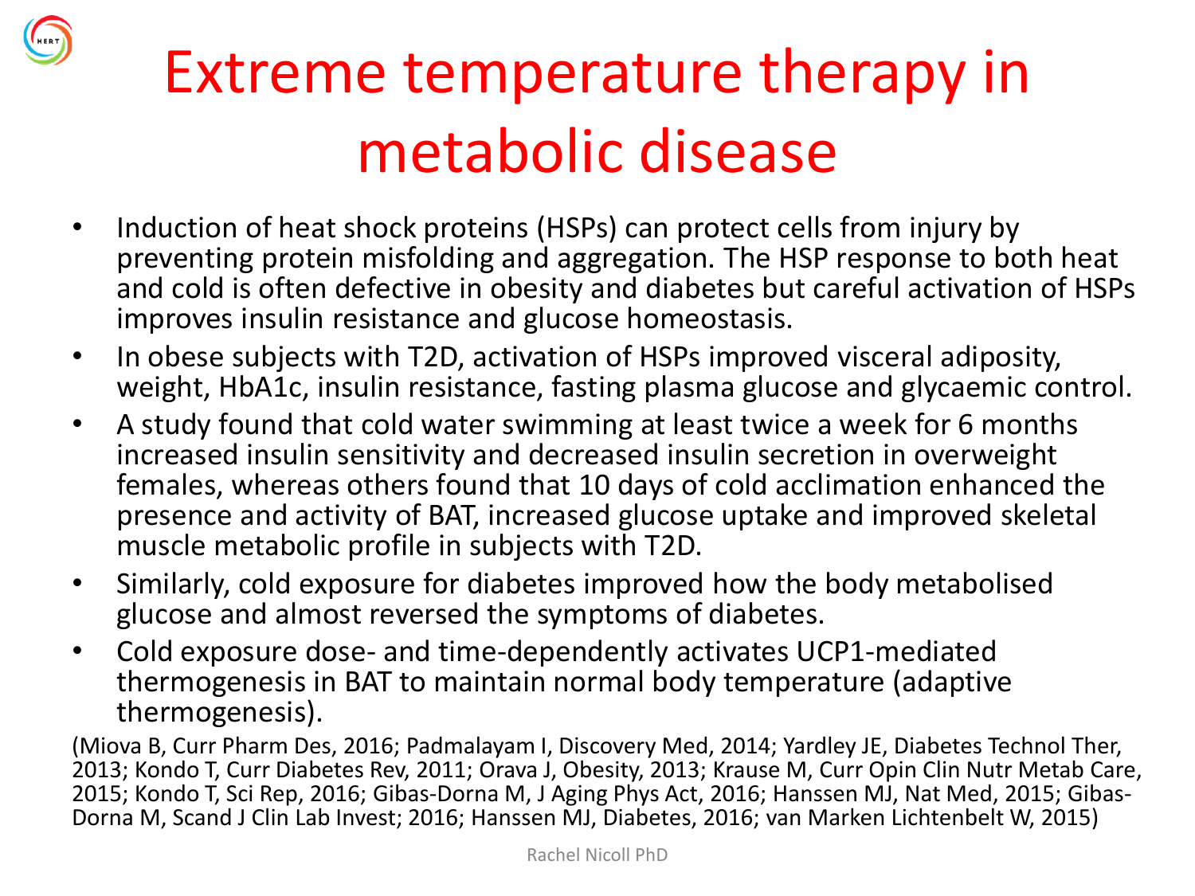# Extreme temperature therapy in metabolic disease

- Induction of heat shock proteins (HSPs) can protect cells from injury by preventing protein misfolding and aggregation. The HSP response to both heat and cold is often defective in obesity and diabetes but careful activation of HSPs improves insulin resistance and glucose homeostasis.
- In obese subjects with T2D, activation of HSPs improved visceral adiposity, weight, HbA1c, insulin resistance, fasting plasma glucose and glycaemic control.
- A study found that cold water swimming at least twice a week for 6 months increased insulin sensitivity and decreased insulin secretion in overweight females, whereas others found that 10 days of cold acclimation enhanced the presence and activity of BAT, increased glucose uptake and improved skeletal muscle metabolic profile in subjects with T2D.
- Similarly, cold exposure for diabetes improved how the body metabolised glucose and almost reversed the symptoms of diabetes.
- Cold exposure dose- and time-dependently activates UCP1-mediated thermogenesis in BAT to maintain normal body temperature (adaptive thermogenesis).

(Miova B, Curr Pharm Des, 2016; Padmalayam I, Discovery Med, 2014; Yardley JE, Diabetes Technol Ther, 2013; Kondo T, Curr Diabetes Rev, 2011; Orava J, Obesity, 2013; Krause M, Curr Opin Clin Nutr Metab Care, 2015; Kondo T, Sci Rep, 2016; Gibas-Dorna M, J Aging Phys Act, 2016; Hanssen MJ, Nat Med, 2015; Gibas-Dorna M, Scand J Clin Lab Invest; 2016; Hanssen MJ, Diabetes, 2016; van Marken Lichtenbelt W, 2015)

Rachel Nicoll PhD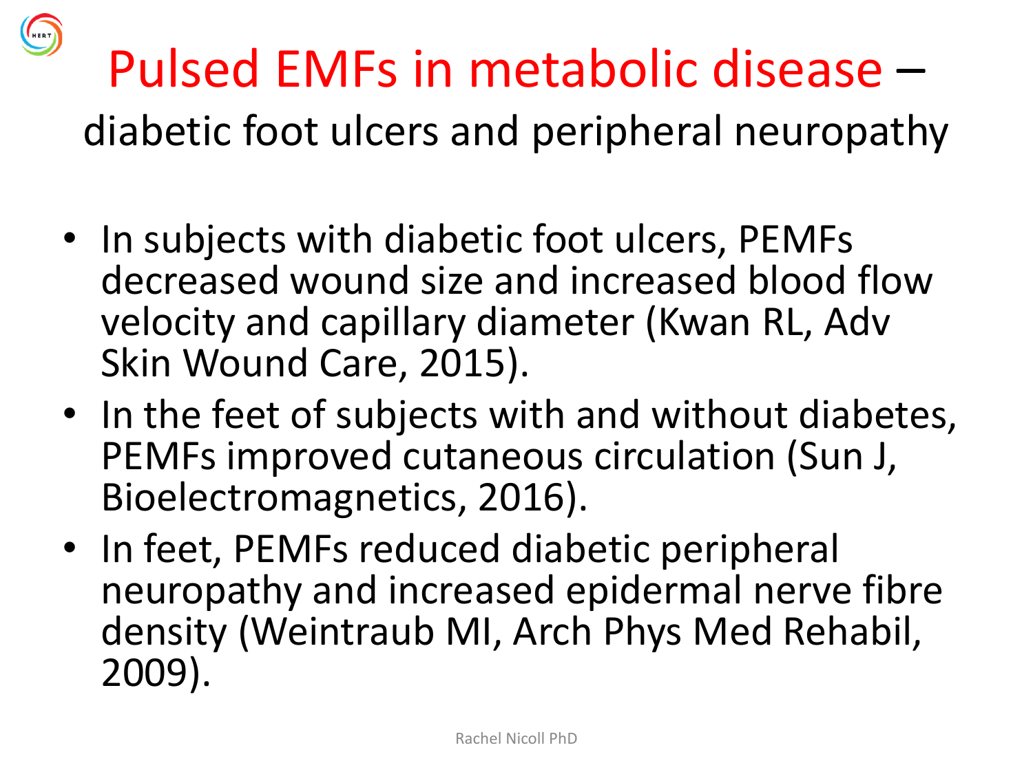# Pulsed EMFs in metabolic disease – diabetic foot ulcers and peripheral neuropathy

- In subjects with diabetic foot ulcers, PEMFs decreased wound size and increased blood flow velocity and capillary diameter (Kwan RL, Adv Skin Wound Care, 2015).
- In the feet of subjects with and without diabetes, PEMFs improved cutaneous circulation (Sun J, Bioelectromagnetics, 2016).
- In feet, PEMFs reduced diabetic peripheral neuropathy and increased epidermal nerve fibre density (Weintraub MI, Arch Phys Med Rehabil, 2009).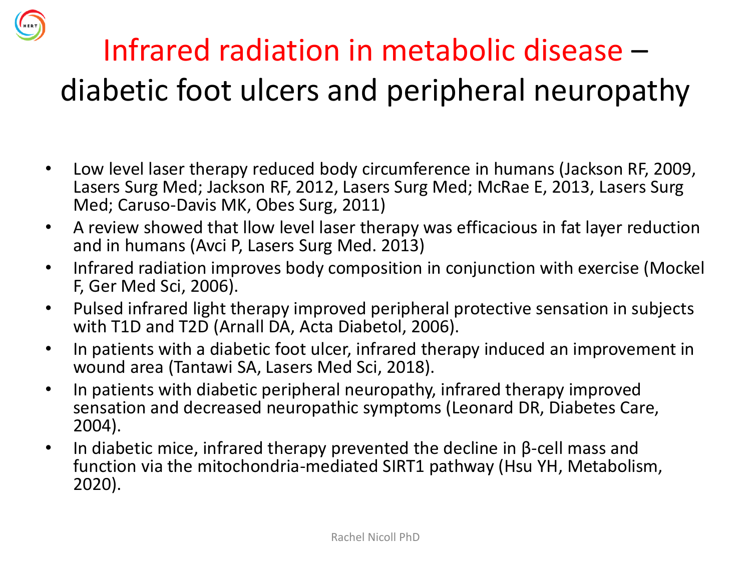# Infrared radiation in metabolic disease – diabetic foot ulcers and peripheral neuropathy

- Low level laser therapy reduced body circumference in humans (Jackson RF, 2009, Lasers Surg Med; Jackson RF, 2012, Lasers Surg Med; McRae E, 2013, Lasers Surg Med; Caruso-Davis MK, Obes Surg, 2011)
- A review showed that llow level laser therapy was efficacious in fat layer reduction and in humans (Avci P, Lasers Surg Med. 2013)
- Infrared radiation improves body composition in conjunction with exercise (Mockel F, Ger Med Sci, 2006).
- Pulsed infrared light therapy improved peripheral protective sensation in subjects with T1D and T2D (Arnall DA, Acta Diabetol, 2006).
- In patients with a diabetic foot ulcer, infrared therapy induced an improvement in wound area (Tantawi SA, Lasers Med Sci, 2018).
- In patients with diabetic peripheral neuropathy, infrared therapy improved sensation and decreased neuropathic symptoms (Leonard DR, Diabetes Care, 2004).
- In diabetic mice, infrared therapy prevented the decline in β-cell mass and function via the mitochondria-mediated SIRT1 pathway (Hsu YH, Metabolism, 2020).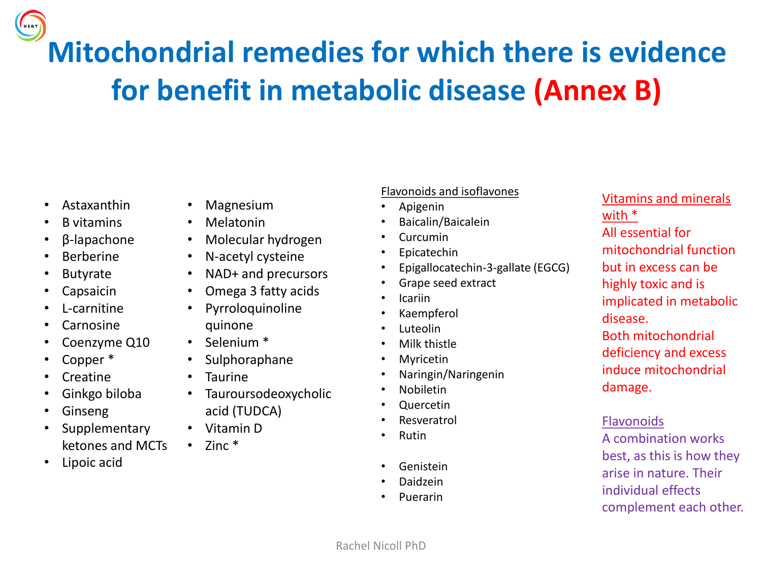# Mitochondrial remedies for which there is evidence for benefit in metabolic disease (Annex B)

- Astaxanthin
- B vitamins
- β-lapachone
- Berberine
- Butyrate
- Capsaicin
- L-carnitine
- Carnosine
- Coenzyme Q10
- Copper *
- Creatine
- Ginkgo biloba
- Ginseng
- Supplementary ketones and MCTs
- Lipoic acid

- Magnesium
- Melatonin
- Molecular hydrogen
- N-acetyl cysteine
- NAD+ and precursors
- Omega 3 fatty acids
- Pyrroloquinoline quinone
- Selenium *
- Sulphoraphane
- Taurine
- Tauroursodeoxycholic acid (TUDCA)
- Vitamin D
- Zinc *

Flavonoids and isoflavones

- Apigenin
- Baicalin/Baicalein
- Curcumin
- Epicatechin
- Epigallocatechin-3-gallate (EGCG)
- Grape seed extract
- Icariin
- Kaempferol
- Luteolin
- Milk thistle
- Myricetin
- Naringin/Naringenin
- Nobiletin
- Quercetin
- Resveratrol
- Rutin

- Genistein
- Daidzein
- Puerarin

Vitamins and minerals with *

All essential for mitochondrial function but in excess can be highly toxic and is implicated in metabolic disease. Both mitochondrial deficiency and excess induce mitochondrial damage.

Flavonoids

A combination works best, as this is how they arise in nature. Their individual effects complement each other.

Rachel Nicoll PhD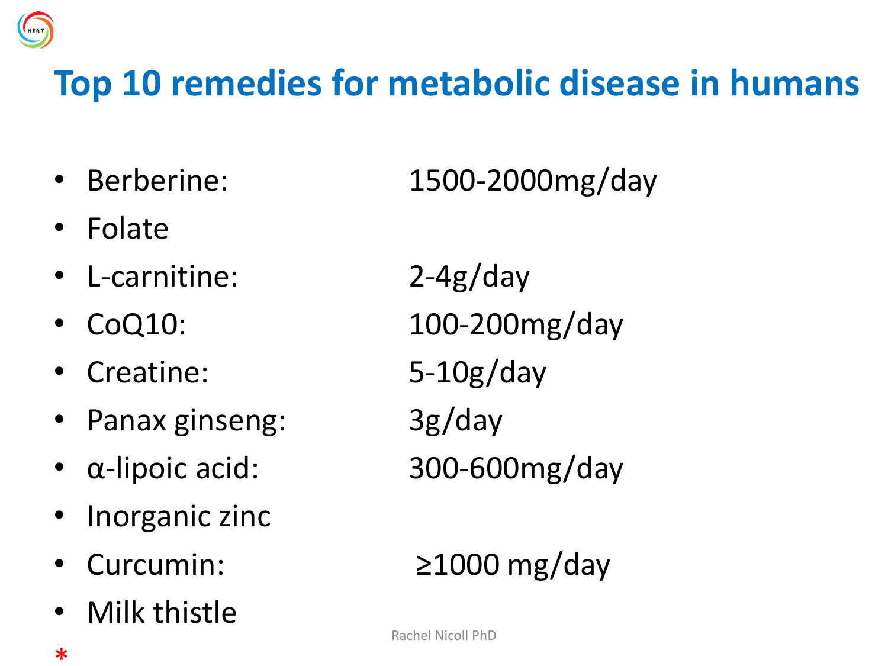# Top 10 remedies for metabolic disease in humans

- Berberine: 1500-2000mg/day
- Folate
- L-carnitine: 2-4g/day
- CoQ10: 100-200mg/day
- Creatine: 5-10g/day
- Panax ginseng: 3g/day
- α-lipoic acid: 300-600mg/day
- Inorganic zinc
- Curcumin: ≥1000 mg/day
- Milk thistle

*

Rachel Nicoll PhD